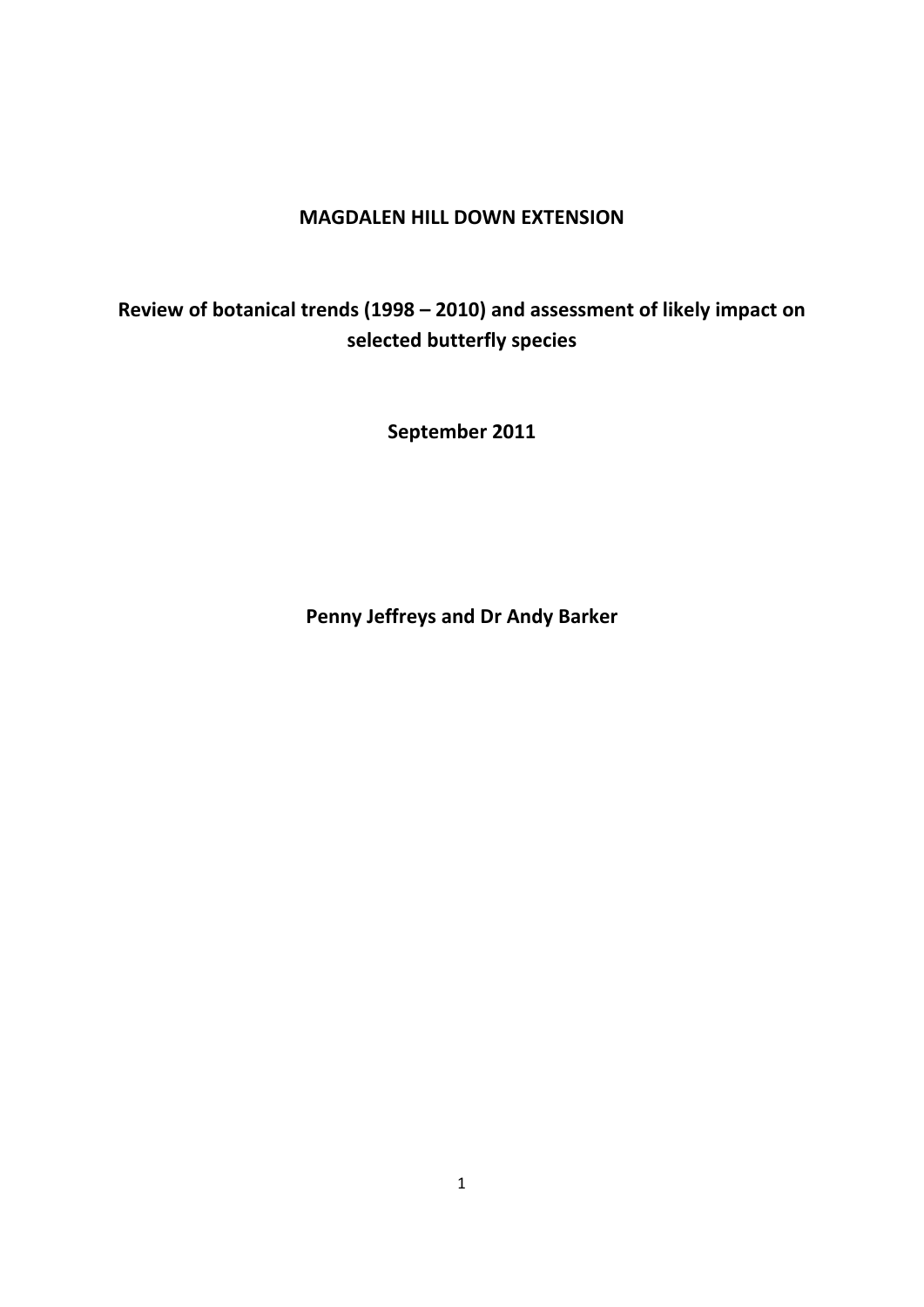# MAGDALEN HILL DOWN EXTENSION

## Review of botanical trends (1998 – 2010) and assessment of likely impact on selected butterfly species

**September 2011**

**Penny Jeffreys and Dr Andy Barker**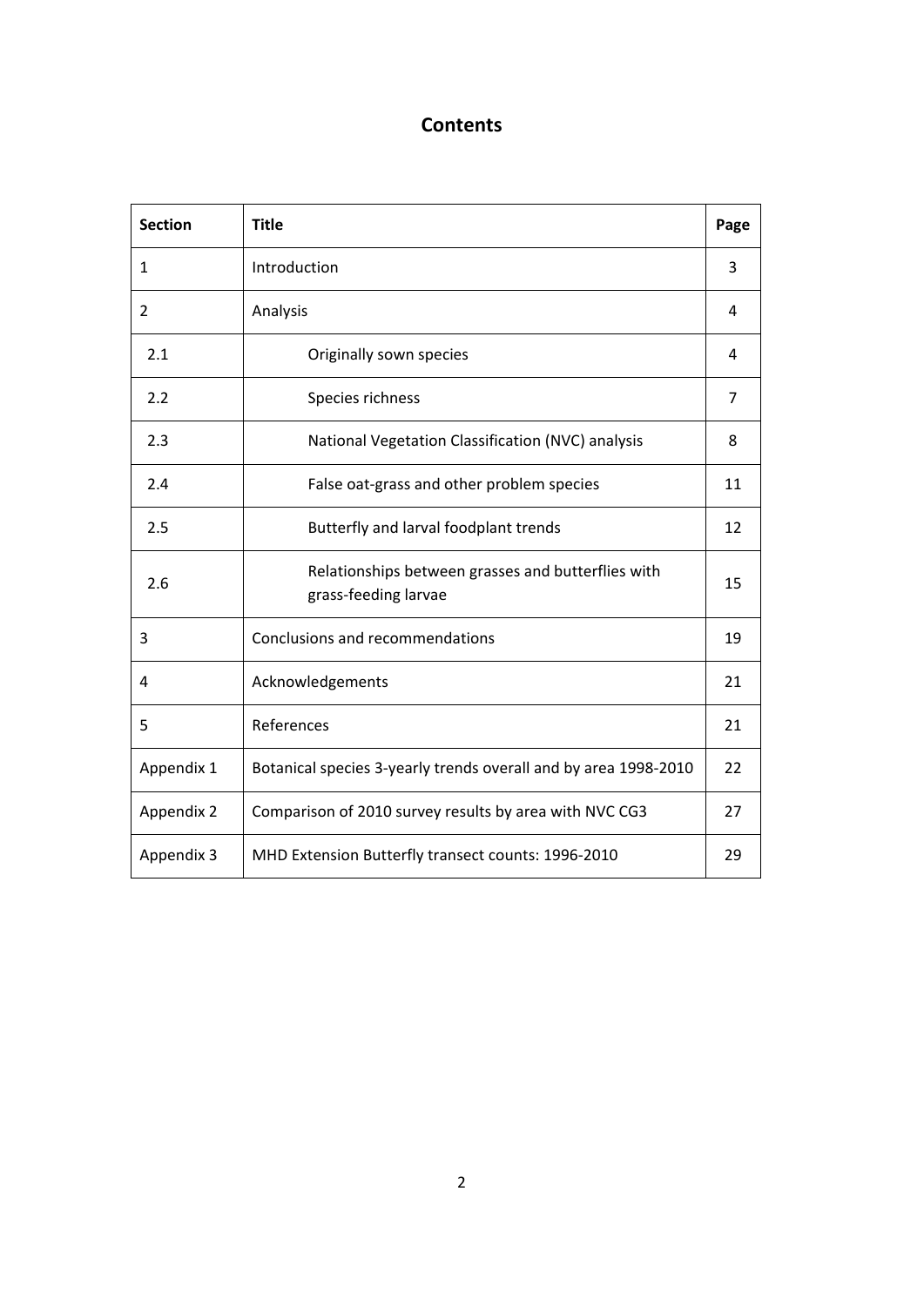# Contents

| Section | Title | Page |
|---|---|---|
| 1 | Introduction | 3 |
| 2 | Analysis | 4 |
| 2.1 | Originally sown species | 4 |
| 2.2 | Species richness | 7 |
| 2.3 | National Vegetation Classification (NVC) analysis | 8 |
| 2.4 | False oat-grass and other problem species | 11 |
| 2.5 | Butterfly and larval foodplant trends | 12 |
| 2.6 | Relationships between grasses and butterflies with grass-feeding larvae | 15 |
| 3 | Conclusions and recommendations | 19 |
| 4 | Acknowledgements | 21 |
| 5 | References | 21 |
| Appendix 1 | Botanical species 3-yearly trends overall and by area 1998-2010 | 22 |
| Appendix 2 | Comparison of 2010 survey results by area with NVC CG3 | 27 |
| Appendix 3 | MHD Extension Butterfly transect counts: 1996-2010 | 29 |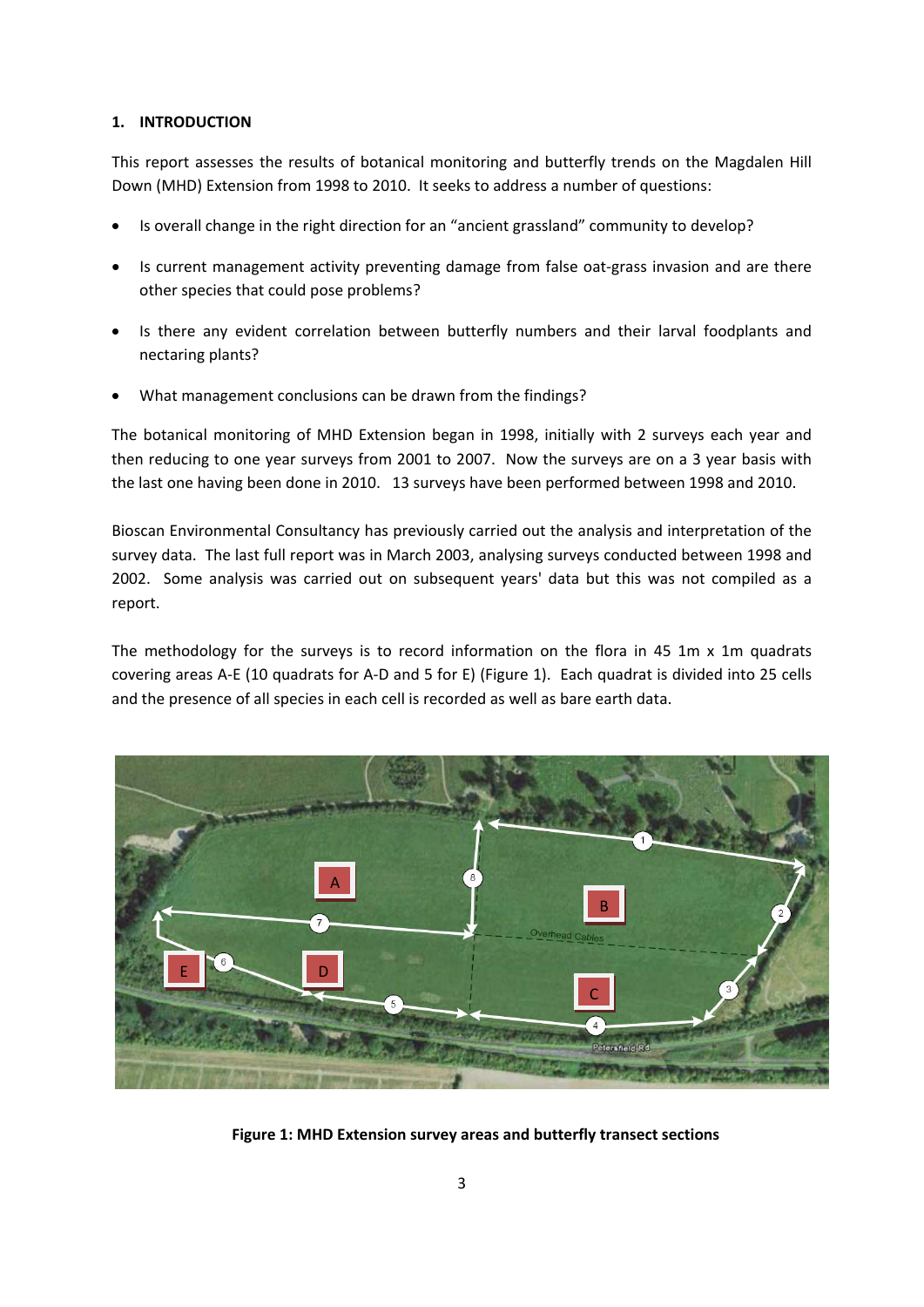## 1. INTRODUCTION

This report assesses the results of botanical monitoring and butterfly trends on the Magdalen Hill Down (MHD) Extension from 1998 to 2010. It seeks to address a number of questions:

- Is overall change in the right direction for an "ancient grassland" community to develop?
- Is current management activity preventing damage from false oat-grass invasion and are there other species that could pose problems?
- Is there any evident correlation between butterfly numbers and their larval foodplants and nectaring plants?
- What management conclusions can be drawn from the findings?

The botanical monitoring of MHD Extension began in 1998, initially with 2 surveys each year and then reducing to one year surveys from 2001 to 2007. Now the surveys are on a 3 year basis with the last one having been done in 2010. 13 surveys have been performed between 1998 and 2010.

Bioscan Environmental Consultancy has previously carried out the analysis and interpretation of the survey data. The last full report was in March 2003, analysing surveys conducted between 1998 and 2002. Some analysis was carried out on subsequent years' data but this was not compiled as a report.

The methodology for the surveys is to record information on the flora in 45 1m x 1m quadrats covering areas A-E (10 quadrats for A-D and 5 for E) (Figure 1). Each quadrat is divided into 25 cells and the presence of all species in each cell is recorded as well as bare earth data.

**Figure 1: MHD Extension survey areas and butterfly transect sections**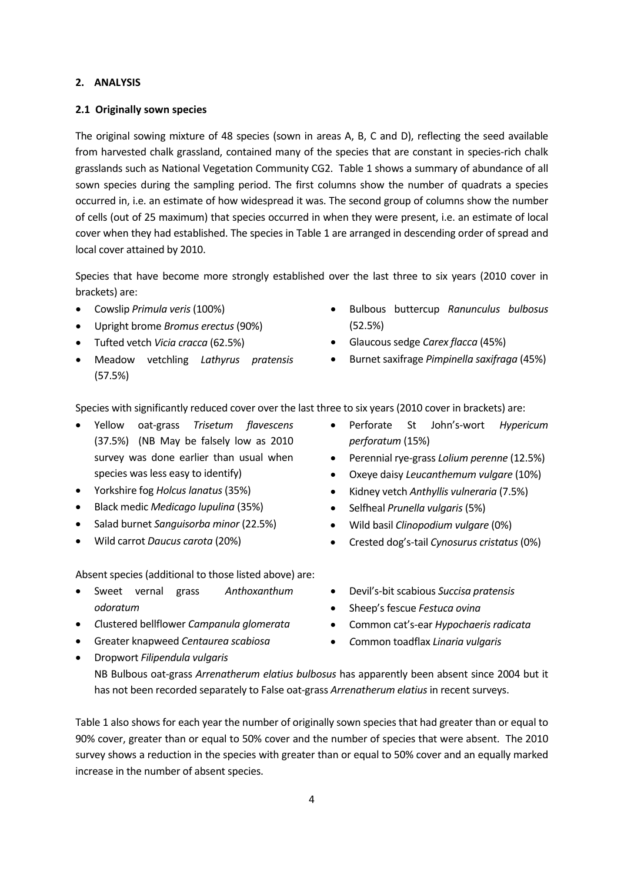## 2. ANALYSIS

### 2.1 Originally sown species

The original sowing mixture of 48 species (sown in areas A, B, C and D), reflecting the seed available from harvested chalk grassland, contained many of the species that are constant in species-rich chalk grasslands such as National Vegetation Community CG2. Table 1 shows a summary of abundance of all sown species during the sampling period. The first columns show the number of quadrats a species occurred in, i.e. an estimate of how widespread it was. The second group of columns show the number of cells (out of 25 maximum) that species occurred in when they were present, i.e. an estimate of local cover when they had established. The species in Table 1 are arranged in descending order of spread and local cover attained by 2010.

Species that have become more strongly established over the last three to six years (2010 cover in brackets) are:

- Cowslip *Primula veris* (100%)
- Upright brome *Bromus erectus* (90%)
- Tufted vetch *Vicia cracca* (62.5%)
- Meadow vetchling *Lathyrus pratensis* (57.5%)
- Bulbous buttercup *Ranunculus bulbosus* (52.5%)
- Glaucous sedge *Carex flacca* (45%)
- Burnet saxifrage *Pimpinella saxifraga* (45%)

Species with significantly reduced cover over the last three to six years (2010 cover in brackets) are:

- Yellow oat-grass *Trisetum flavescens* (37.5%) (NB May be falsely low as 2010 survey was done earlier than usual when species was less easy to identify)
- Yorkshire fog *Holcus lanatus* (35%)
- Black medic *Medicago lupulina* (35%)
- Salad burnet *Sanguisorba minor* (22.5%)
- Wild carrot *Daucus carota* (20%)
- Perforate St John's-wort *Hypericum perforatum* (15%)
- Perennial rye-grass *Lolium perenne* (12.5%)
- Oxeye daisy *Leucanthemum vulgare* (10%)
- Kidney vetch *Anthyllis vulneraria* (7.5%)
- Selfheal *Prunella vulgaris* (5%)
- Wild basil *Clinopodium vulgare* (0%)
- Crested dog's-tail *Cynosurus cristatus* (0%)

Absent species (additional to those listed above) are:

- Sweet vernal grass *Anthoxanthum odoratum*
- Clustered bellflower *Campanula glomerata*
- Greater knapweed *Centaurea scabiosa*
- Dropwort *Filipendula vulgaris*
- Devil's-bit scabious *Succisa pratensis*
- Sheep's fescue *Festuca ovina*
- Common cat's-ear *Hypochaeris radicata*
- Common toadflax *Linaria vulgaris*

NB Bulbous oat-grass *Arrenatherum elatius bulbosus* has apparently been absent since 2004 but it has not been recorded separately to False oat-grass *Arrenatherum elatius* in recent surveys.

Table 1 also shows for each year the number of originally sown species that had greater than or equal to 90% cover, greater than or equal to 50% cover and the number of species that were absent. The 2010 survey shows a reduction in the species with greater than or equal to 50% cover and an equally marked increase in the number of absent species.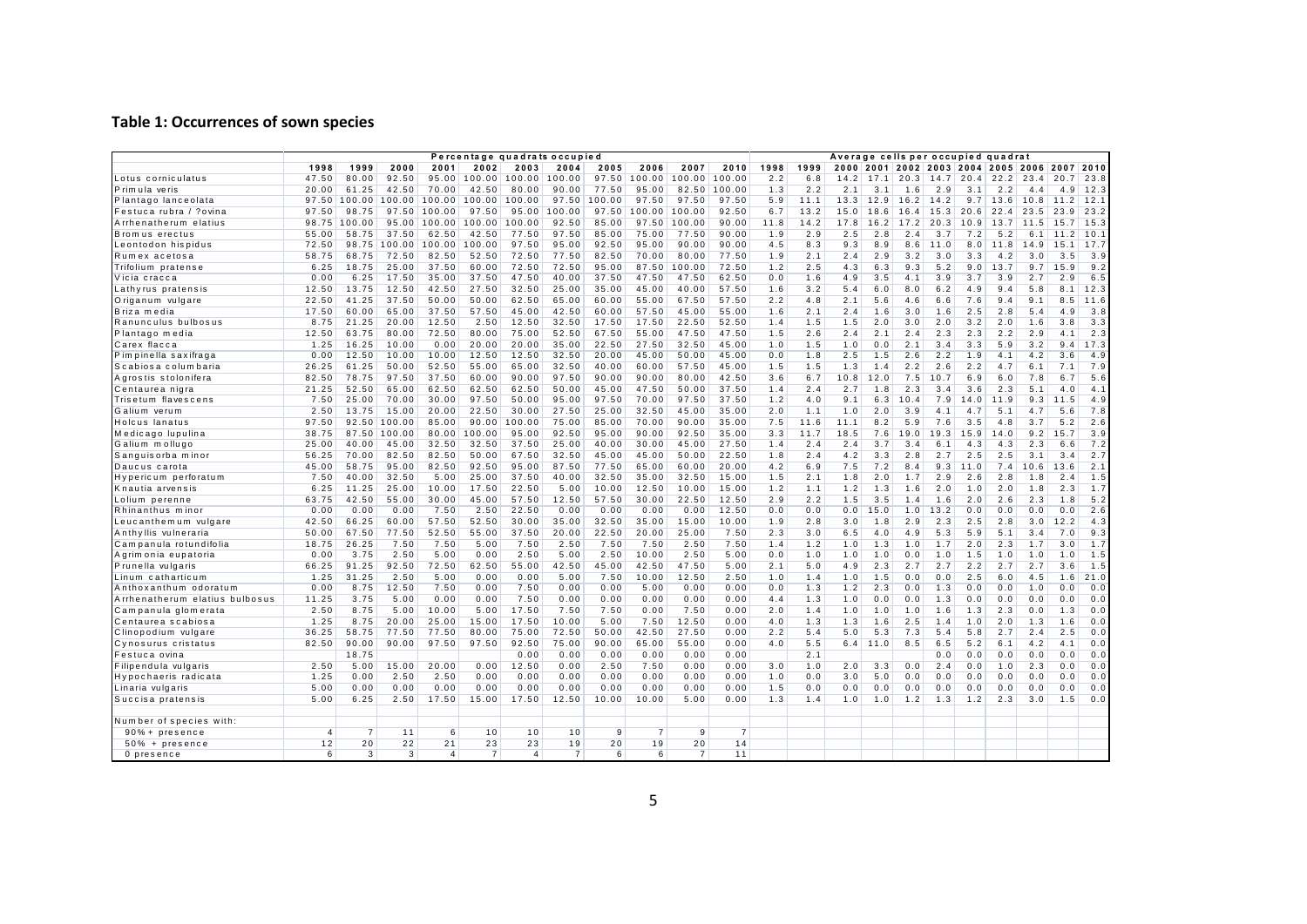## Table 1: Occurrences of sown species

| | Percentage quadrats occupied | | | | | | | | | | | Average cells per occupied quadrat | | | | | | | | | | |
|---|---|---|---|---|---|---|---|---|---|---|---|---|---|---|---|---|---|---|---|---|---|---|
| | 1998 | 1999 | 2000 | 2001 | 2002 | 2003 | 2004 | 2005 | 2006 | 2007 | 2010 | 1998 | 1999 | 2000 | 2001 | 2002 | 2003 | 2004 | 2005 | 2006 | 2007 | 2010 |
| Lotus corniculatus | 47.50 | 80.00 | 92.50 | 95.00 | 100.00 | 100.00 | 100.00 | 97.50 | 100.00 | 100.00 | 100.00 | 2.2 | 6.8 | 14.2 | 17.1 | 20.3 | 14.7 | 20.4 | 22.2 | 23.4 | 20.7 | 23.8 |
| Primula veris | 20.00 | 61.25 | 42.50 | 70.00 | 42.50 | 80.00 | 90.00 | 77.50 | 95.00 | 82.50 | 100.00 | 1.3 | 2.2 | 2.1 | 3.1 | 1.6 | 2.9 | 3.1 | 2.2 | 4.4 | 4.9 | 12.3 |
| Plantago lanceolata | 97.50 | 100.00 | 100.00 | 100.00 | 100.00 | 100.00 | 97.50 | 100.00 | 97.50 | 97.50 | 97.50 | 5.9 | 11.1 | 13.3 | 12.9 | 16.2 | 14.2 | 9.7 | 13.6 | 10.8 | 11.2 | 12.1 |
| Festuca rubra / ?ovina | 97.50 | 98.75 | 97.50 | 100.00 | 97.50 | 95.00 | 100.00 | 97.50 | 100.00 | 100.00 | 92.50 | 6.7 | 13.2 | 15.0 | 18.6 | 16.4 | 15.3 | 20.6 | 22.4 | 23.5 | 23.9 | 23.2 |
| Arrhenatherum elatius | 98.75 | 100.00 | 95.00 | 100.00 | 100.00 | 100.00 | 92.50 | 85.00 | 97.50 | 100.00 | 90.00 | 11.8 | 14.2 | 17.8 | 16.2 | 17.2 | 20.3 | 10.9 | 13.7 | 11.5 | 15.7 | 15.3 |
| Bromus erectus | 55.00 | 58.75 | 37.50 | 62.50 | 42.50 | 77.50 | 97.50 | 85.00 | 75.00 | 77.50 | 90.00 | 1.9 | 2.9 | 2.5 | 2.8 | 2.4 | 3.7 | 7.2 | 5.2 | 6.1 | 11.2 | 10.1 |
| Leontodon hispidus | 72.50 | 98.75 | 100.00 | 100.00 | 100.00 | 97.50 | 95.00 | 92.50 | 95.00 | 90.00 | 90.00 | 4.5 | 8.3 | 9.3 | 8.9 | 8.6 | 11.0 | 8.0 | 11.8 | 14.9 | 15.1 | 17.7 |
| Rumex acetosa | 58.75 | 68.75 | 72.50 | 82.50 | 52.50 | 72.50 | 77.50 | 82.50 | 70.00 | 80.00 | 77.50 | 1.9 | 2.1 | 2.4 | 2.9 | 3.2 | 3.0 | 3.3 | 4.2 | 3.0 | 3.5 | 3.9 |
| Trifolium pratense | 6.25 | 18.75 | 25.00 | 37.50 | 60.00 | 72.50 | 72.50 | 95.00 | 87.50 | 100.00 | 72.50 | 1.2 | 2.5 | 4.3 | 6.3 | 9.3 | 5.2 | 9.0 | 13.7 | 9.7 | 15.9 | 9.2 |
| Vicia cracca | 0.00 | 6.25 | 17.50 | 35.00 | 37.50 | 47.50 | 40.00 | 37.50 | 47.50 | 47.50 | 62.50 | 0.0 | 1.6 | 4.9 | 3.5 | 4.1 | 3.9 | 3.7 | 3.9 | 2.7 | 2.9 | 6.5 |
| Lathyrus pratensis | 12.50 | 13.75 | 12.50 | 42.50 | 27.50 | 32.50 | 25.00 | 35.00 | 45.00 | 40.00 | 57.50 | 1.6 | 3.2 | 5.4 | 6.0 | 8.0 | 6.2 | 4.9 | 9.4 | 5.8 | 8.1 | 12.3 |
| Origanum vulgare | 22.50 | 41.25 | 37.50 | 50.00 | 50.00 | 62.50 | 65.00 | 60.00 | 55.00 | 67.50 | 57.50 | 2.2 | 4.8 | 2.1 | 5.6 | 4.6 | 6.6 | 7.6 | 9.4 | 9.1 | 8.5 | 11.6 |
| Briza media | 17.50 | 60.00 | 65.00 | 37.50 | 57.50 | 45.00 | 42.50 | 60.00 | 57.50 | 45.00 | 55.00 | 1.6 | 2.1 | 2.4 | 1.6 | 3.0 | 1.6 | 2.5 | 2.8 | 5.4 | 4.9 | 3.8 |
| Ranunculus bulbosus | 8.75 | 21.25 | 20.00 | 12.50 | 2.50 | 12.50 | 32.50 | 17.50 | 17.50 | 22.50 | 52.50 | 1.4 | 1.5 | 1.5 | 2.0 | 3.0 | 2.0 | 3.2 | 2.0 | 1.6 | 3.8 | 3.3 |
| Plantago media | 12.50 | 63.75 | 80.00 | 72.50 | 80.00 | 75.00 | 52.50 | 67.50 | 55.00 | 47.50 | 47.50 | 1.5 | 2.6 | 2.4 | 2.1 | 2.4 | 2.3 | 2.3 | 2.2 | 2.9 | 4.1 | 2.3 |
| Carex flacca | 1.25 | 16.25 | 10.00 | 0.00 | 20.00 | 20.00 | 35.00 | 22.50 | 27.50 | 32.50 | 45.00 | 1.0 | 1.5 | 1.0 | 0.0 | 2.1 | 3.4 | 3.3 | 5.9 | 3.2 | 9.4 | 17.3 |
| Pimpinella saxifraga | 0.00 | 12.50 | 10.00 | 10.00 | 12.50 | 12.50 | 32.50 | 20.00 | 45.00 | 50.00 | 45.00 | 0.0 | 1.8 | 2.5 | 1.5 | 2.6 | 2.2 | 1.9 | 4.1 | 4.2 | 3.6 | 4.9 |
| Scabiosa columbaria | 26.25 | 61.25 | 50.00 | 52.50 | 55.00 | 65.00 | 32.50 | 40.00 | 60.00 | 57.50 | 45.00 | 1.5 | 1.5 | 1.3 | 1.4 | 2.2 | 2.6 | 2.2 | 4.7 | 6.1 | 7.1 | 7.9 |
| Agrostis stolonifera | 82.50 | 78.75 | 97.50 | 57.50 | 60.00 | 90.00 | 97.50 | 90.00 | 90.00 | 80.00 | 42.50 | 3.6 | 6.7 | 10.8 | 12.0 | 7.5 | 10.7 | 6.9 | 6.0 | 7.8 | 6.7 | 5.6 |
| Centaurea nigra | 21.25 | 52.50 | 65.00 | 62.50 | 62.50 | 62.50 | 50.00 | 45.00 | 47.50 | 50.00 | 37.50 | 1.4 | 2.4 | 2.7 | 1.8 | 2.3 | 3.4 | 3.6 | 2.3 | 5.1 | 4.0 | 4.1 |
| Trisetum flavescens | 7.50 | 25.00 | 70.00 | 30.00 | 97.50 | 50.00 | 95.00 | 97.50 | 70.00 | 97.50 | 37.50 | 1.2 | 4.0 | 9.1 | 6.3 | 10.4 | 7.9 | 14.0 | 11.9 | 9.3 | 11.5 | 4.9 |
| Galium verum | 2.50 | 13.75 | 15.00 | 20.00 | 22.50 | 30.00 | 27.50 | 25.00 | 32.50 | 45.00 | 35.00 | 2.0 | 1.1 | 1.0 | 2.0 | 3.9 | 4.1 | 4.7 | 5.1 | 4.7 | 5.6 | 7.8 |
| Holcus lanatus | 97.50 | 92.50 | 100.00 | 85.00 | 90.00 | 100.00 | 75.00 | 85.00 | 70.00 | 90.00 | 35.00 | 7.5 | 11.6 | 11.1 | 8.2 | 5.9 | 7.6 | 3.5 | 4.8 | 3.7 | 5.2 | 2.6 |
| Medicago lupulina | 38.75 | 87.50 | 100.00 | 80.00 | 100.00 | 95.00 | 92.50 | 95.00 | 90.00 | 92.50 | 35.00 | 3.3 | 11.7 | 18.5 | 7.6 | 19.0 | 19.3 | 15.9 | 14.0 | 9.2 | 15.7 | 3.9 |
| Galium mollugo | 25.00 | 40.00 | 45.00 | 32.50 | 32.50 | 37.50 | 25.00 | 40.00 | 30.00 | 45.00 | 27.50 | 1.4 | 2.4 | 2.4 | 3.7 | 3.4 | 6.1 | 4.3 | 4.3 | 2.3 | 6.6 | 7.2 |
| Sanguisorba minor | 56.25 | 70.00 | 82.50 | 82.50 | 50.00 | 67.50 | 32.50 | 45.00 | 45.00 | 50.00 | 22.50 | 1.8 | 2.4 | 4.2 | 3.3 | 2.8 | 2.7 | 2.5 | 2.5 | 3.1 | 3.4 | 2.7 |
| Daucus carota | 45.00 | 58.75 | 95.00 | 82.50 | 92.50 | 95.00 | 87.50 | 77.50 | 65.00 | 60.00 | 20.00 | 4.2 | 6.9 | 7.5 | 7.2 | 8.4 | 9.3 | 11.0 | 7.4 | 10.6 | 13.6 | 2.1 |
| Hypericum perforatum | 7.50 | 40.00 | 32.50 | 5.00 | 25.00 | 37.50 | 40.00 | 32.50 | 35.00 | 32.50 | 15.00 | 1.5 | 2.1 | 1.8 | 2.0 | 1.7 | 2.9 | 2.6 | 2.8 | 1.8 | 2.4 | 1.5 |
| Knautia arvensis | 6.25 | 11.25 | 25.00 | 10.00 | 17.50 | 22.50 | 5.00 | 10.00 | 12.50 | 10.00 | 15.00 | 1.2 | 1.1 | 1.2 | 1.3 | 1.6 | 2.0 | 1.0 | 2.0 | 1.8 | 2.3 | 1.7 |
| Lolium perenne | 63.75 | 42.50 | 55.00 | 30.00 | 45.00 | 57.50 | 12.50 | 57.50 | 30.00 | 22.50 | 12.50 | 2.9 | 2.2 | 1.5 | 3.5 | 1.4 | 1.6 | 2.0 | 2.6 | 2.3 | 1.8 | 5.2 |
| Rhinanthus minor | 0.00 | 0.00 | 0.00 | 7.50 | 2.50 | 22.50 | 0.00 | 0.00 | 0.00 | 0.00 | 12.50 | 0.0 | 0.0 | 0.0 | 15.0 | 1.0 | 13.2 | 0.0 | 0.0 | 0.0 | 0.0 | 2.6 |
| Leucanthemum vulgare | 42.50 | 66.25 | 60.00 | 57.50 | 52.50 | 30.00 | 35.00 | 32.50 | 35.00 | 15.00 | 10.00 | 1.9 | 2.8 | 3.0 | 1.8 | 2.9 | 2.3 | 2.5 | 2.8 | 3.0 | 12.2 | 4.3 |
| Anthyllis vulneraria | 50.00 | 67.50 | 77.50 | 52.50 | 55.00 | 37.50 | 20.00 | 22.50 | 20.00 | 25.00 | 7.50 | 2.3 | 3.0 | 6.5 | 4.0 | 4.9 | 5.3 | 5.9 | 5.1 | 3.4 | 7.0 | 9.3 |
| Campanula rotundifolia | 18.75 | 26.25 | 7.50 | 7.50 | 5.00 | 7.50 | 2.50 | 7.50 | 7.50 | 2.50 | 7.50 | 1.4 | 1.2 | 1.0 | 1.3 | 1.0 | 1.7 | 2.0 | 2.3 | 1.7 | 3.0 | 1.7 |
| Agrimonia eupatoria | 0.00 | 3.75 | 2.50 | 5.00 | 0.00 | 2.50 | 5.00 | 2.50 | 10.00 | 2.50 | 5.00 | 0.0 | 1.0 | 1.0 | 1.0 | 0.0 | 1.0 | 1.5 | 1.0 | 1.0 | 1.0 | 1.5 |
| Prunella vulgaris | 66.25 | 91.25 | 92.50 | 72.50 | 62.50 | 55.00 | 42.50 | 45.00 | 42.50 | 47.50 | 5.00 | 2.1 | 5.0 | 4.9 | 2.3 | 2.7 | 2.7 | 2.2 | 2.7 | 2.7 | 3.6 | 1.5 |
| Linum catharticum | 1.25 | 31.25 | 2.50 | 5.00 | 0.00 | 0.00 | 5.00 | 7.50 | 10.00 | 12.50 | 2.50 | 1.0 | 1.4 | 1.0 | 1.5 | 0.0 | 0.0 | 2.5 | 6.0 | 4.5 | 1.6 | 21.0 |
| Anthoxanthum odoratum | 0.00 | 8.75 | 12.50 | 7.50 | 0.00 | 7.50 | 0.00 | 0.00 | 5.00 | 0.00 | 0.00 | 0.0 | 1.3 | 1.2 | 2.3 | 0.0 | 1.3 | 0.0 | 0.0 | 1.0 | 0.0 | 0.0 |
| Arrhenatherum elatius bulbosus | 11.25 | 3.75 | 5.00 | 0.00 | 0.00 | 7.50 | 0.00 | 0.00 | 0.00 | 0.00 | 0.00 | 4.4 | 1.3 | 1.0 | 0.0 | 0.0 | 1.3 | 0.0 | 0.0 | 0.0 | 0.0 | 0.0 |
| Campanula glomerata | 2.50 | 8.75 | 5.00 | 10.00 | 5.00 | 17.50 | 7.50 | 7.50 | 0.00 | 7.50 | 0.00 | 2.0 | 1.4 | 1.0 | 1.0 | 1.0 | 1.6 | 1.3 | 2.3 | 0.0 | 1.3 | 0.0 |
| Centaurea scabiosa | 1.25 | 8.75 | 20.00 | 25.00 | 15.00 | 17.50 | 10.00 | 5.00 | 7.50 | 12.50 | 0.00 | 4.0 | 1.3 | 1.3 | 1.6 | 2.5 | 1.4 | 1.0 | 2.0 | 1.3 | 1.6 | 0.0 |
| Clinopodium vulgare | 36.25 | 58.75 | 77.50 | 77.50 | 80.00 | 75.00 | 72.50 | 50.00 | 42.50 | 27.50 | 0.00 | 2.2 | 5.4 | 5.0 | 5.3 | 7.3 | 5.4 | 5.8 | 2.7 | 2.4 | 2.5 | 0.0 |
| Cynosurus cristatus | 82.50 | 90.00 | 90.00 | 97.50 | 97.50 | 92.50 | 75.00 | 90.00 | 65.00 | 55.00 | 0.00 | 4.0 | 5.5 | 6.4 | 11.0 | 8.5 | 6.5 | 5.2 | 6.1 | 4.2 | 4.1 | 0.0 |
| Festuca ovina | | 18.75 | | | | 0.00 | 0.00 | 0.00 | 0.00 | 0.00 | 0.00 | | 2.1 | | | | 0.0 | 0.0 | 0.0 | 0.0 | 0.0 | 0.0 |
| Filipendula vulgaris | 2.50 | 5.00 | 15.00 | 20.00 | 0.00 | 12.50 | 0.00 | 2.50 | 7.50 | 0.00 | 0.00 | 3.0 | 1.0 | 2.0 | 3.3 | 0.0 | 2.4 | 0.0 | 1.0 | 2.3 | 0.0 | 0.0 |
| Hypochaeris radicata | 1.25 | 0.00 | 2.50 | 2.50 | 0.00 | 0.00 | 0.00 | 0.00 | 0.00 | 0.00 | 0.00 | 1.0 | 0.0 | 3.0 | 5.0 | 0.0 | 0.0 | 0.0 | 0.0 | 0.0 | 0.0 | 0.0 |
| Linaria vulgaris | 5.00 | 0.00 | 0.00 | 0.00 | 0.00 | 0.00 | 0.00 | 0.00 | 0.00 | 0.00 | 0.00 | 1.5 | 0.0 | 0.0 | 0.0 | 0.0 | 0.0 | 0.0 | 0.0 | 0.0 | 0.0 | 0.0 |
| Succisa pratensis | 5.00 | 6.25 | 2.50 | 17.50 | 15.00 | 17.50 | 12.50 | 10.00 | 10.00 | 5.00 | 0.00 | 1.3 | 1.4 | 1.0 | 1.0 | 1.2 | 1.3 | 1.2 | 2.3 | 3.0 | 1.5 | 0.0 |
| | | | | | | | | | | | | | | | | | | | | | | |
| Number of species with: | | | | | | | | | | | | | | | | | | | | | | |
| 90% + presence | 4 | 7 | 11 | 6 | 10 | 10 | 10 | 9 | 7 | 9 | 7 | | | | | | | | | | | |
| 50% + presence | 12 | 20 | 22 | 21 | 23 | 23 | 19 | 20 | 19 | 20 | 14 | | | | | | | | | | | |
| 0 presence | 6 | 3 | 3 | 4 | 7 | 4 | 7 | 6 | 6 | 7 | 11 | | | | | | | | | | | |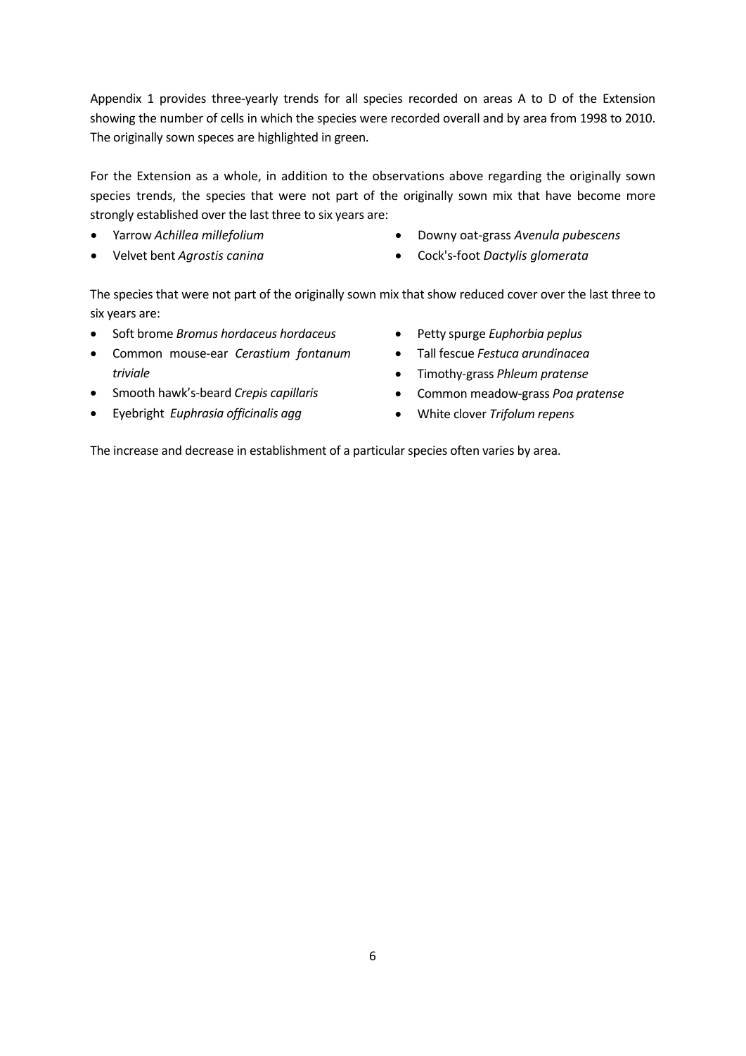Appendix 1 provides three-yearly trends for all species recorded on areas A to D of the Extension showing the number of cells in which the species were recorded overall and by area from 1998 to 2010. The originally sown speces are highlighted in green.

For the Extension as a whole, in addition to the observations above regarding the originally sown species trends, the species that were not part of the originally sown mix that have become more strongly established over the last three to six years are:

- Yarrow *Achillea millefolium*
- Velvet bent *Agrostis canina*
- Downy oat-grass *Avenula pubescens*
- Cock's-foot *Dactylis glomerata*

The species that were not part of the originally sown mix that show reduced cover over the last three to six years are:

- Soft brome *Bromus hordaceus hordaceus*
- Common mouse-ear *Cerastium fontanum triviale*
- Smooth hawk's-beard *Crepis capillaris*
- Eyebright *Euphrasia officinalis agg*
- Petty spurge *Euphorbia peplus*
- Tall fescue *Festuca arundinacea*
- Timothy-grass *Phleum pratense*
- Common meadow-grass *Poa pratense*
- White clover *Trifolum repens*

The increase and decrease in establishment of a particular species often varies by area.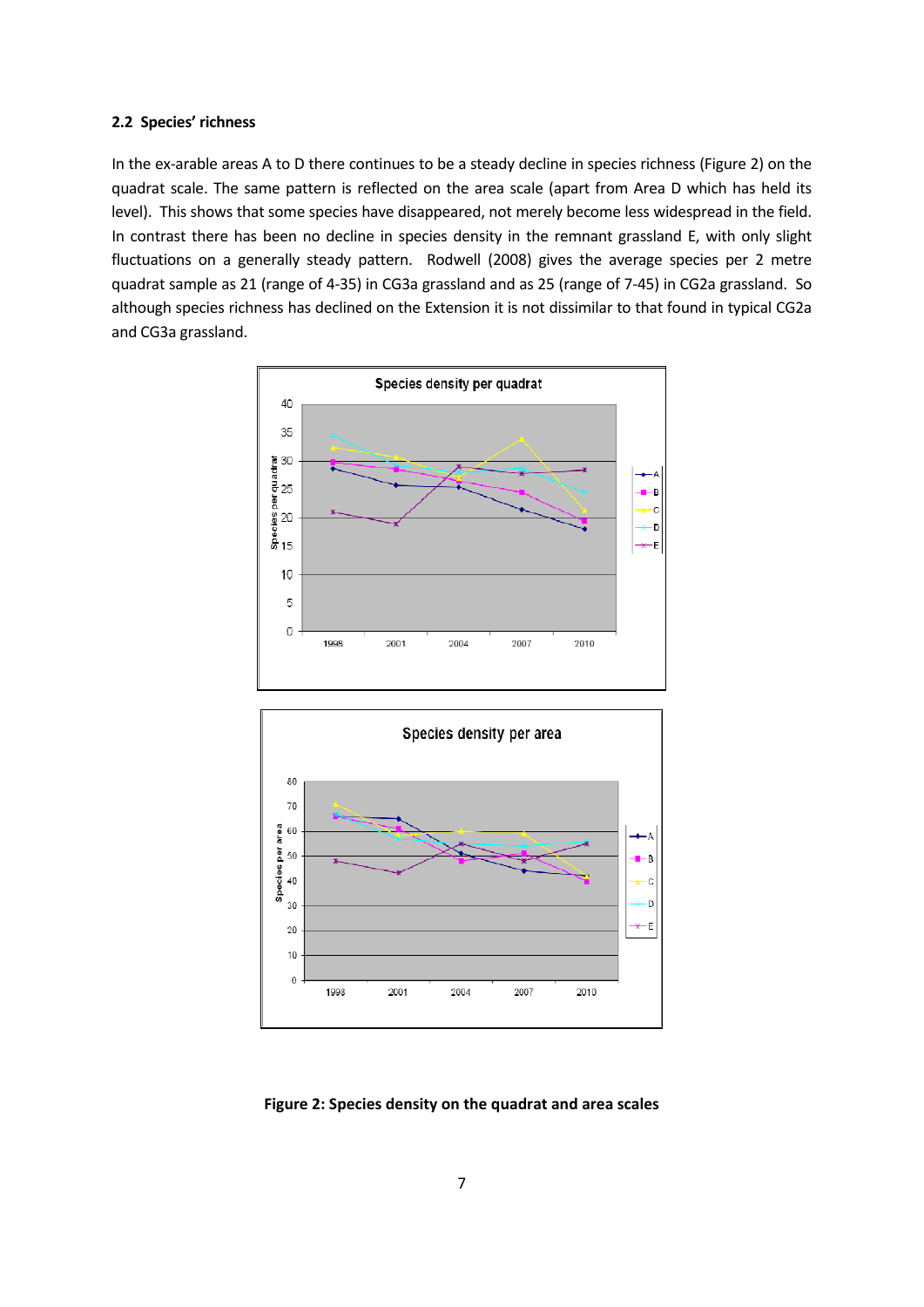### 2.2 Species' richness

In the ex-arable areas A to D there continues to be a steady decline in species richness (Figure 2) on the quadrat scale. The same pattern is reflected on the area scale (apart from Area D which has held its level). This shows that some species have disappeared, not merely become less widespread in the field. In contrast there has been no decline in species density in the remnant grassland E, with only slight fluctuations on a generally steady pattern. Rodwell (2008) gives the average species per 2 metre quadrat sample as 21 (range of 4-35) in CG3a grassland and as 25 (range of 7-45) in CG2a grassland. So although species richness has declined on the Extension it is not dissimilar to that found in typical CG2a and CG3a grassland.

**Figure 2: Species density on the quadrat and area scales**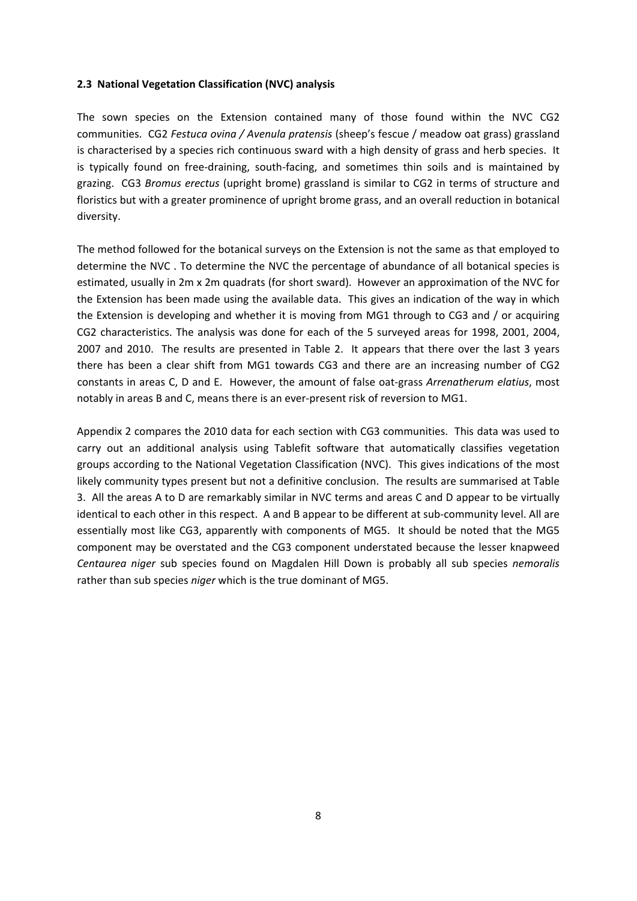**2.3 National Vegetation Classification (NVC) analysis**

The sown species on the Extension contained many of those found within the NVC CG2 communities. CG2 *Festuca ovina / Avenula pratensis* (sheep's fescue / meadow oat grass) grassland is characterised by a species rich continuous sward with a high density of grass and herb species. It is typically found on free-draining, south-facing, and sometimes thin soils and is maintained by grazing. CG3 *Bromus erectus* (upright brome) grassland is similar to CG2 in terms of structure and floristics but with a greater prominence of upright brome grass, and an overall reduction in botanical diversity.

The method followed for the botanical surveys on the Extension is not the same as that employed to determine the NVC . To determine the NVC the percentage of abundance of all botanical species is estimated, usually in 2m x 2m quadrats (for short sward). However an approximation of the NVC for the Extension has been made using the available data. This gives an indication of the way in which the Extension is developing and whether it is moving from MG1 through to CG3 and / or acquiring CG2 characteristics. The analysis was done for each of the 5 surveyed areas for 1998, 2001, 2004, 2007 and 2010. The results are presented in Table 2. It appears that there over the last 3 years there has been a clear shift from MG1 towards CG3 and there are an increasing number of CG2 constants in areas C, D and E. However, the amount of false oat-grass *Arrenatherum elatius*, most notably in areas B and C, means there is an ever-present risk of reversion to MG1.

Appendix 2 compares the 2010 data for each section with CG3 communities. This data was used to carry out an additional analysis using Tablefit software that automatically classifies vegetation groups according to the National Vegetation Classification (NVC). This gives indications of the most likely community types present but not a definitive conclusion. The results are summarised at Table 3. All the areas A to D are remarkably similar in NVC terms and areas C and D appear to be virtually identical to each other in this respect. A and B appear to be different at sub-community level. All are essentially most like CG3, apparently with components of MG5. It should be noted that the MG5 component may be overstated and the CG3 component understated because the lesser knapweed *Centaurea niger* sub species found on Magdalen Hill Down is probably all sub species *nemoralis* rather than sub species *niger* which is the true dominant of MG5.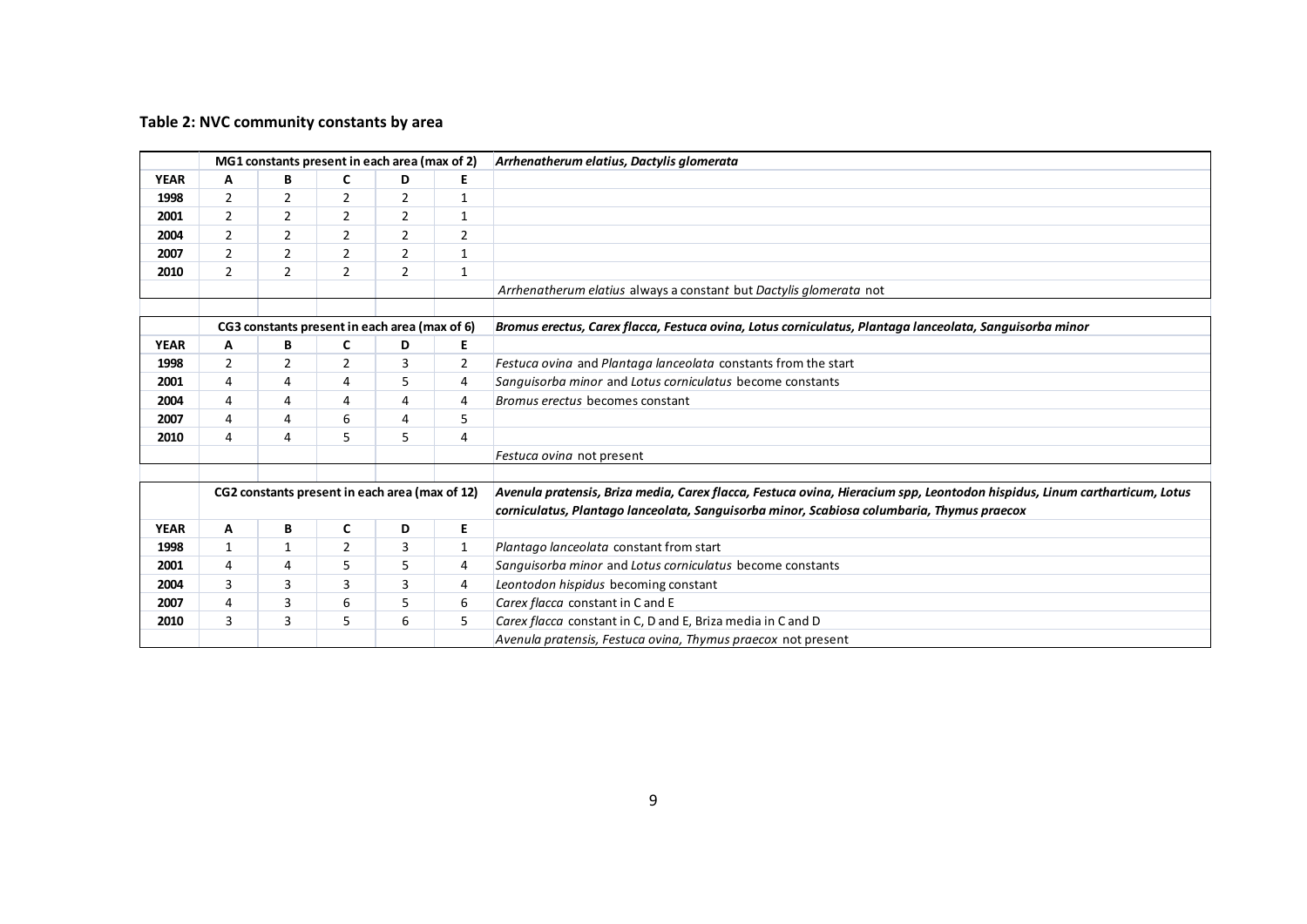## Table 2: NVC community constants by area

| | MG1 constants present in each area (max of 2) | | | | | *Arrhenatherum elatius, Dactylis glomerata* |
|---|---|---|---|---|---|---|
| **YEAR** | **A** | **B** | **C** | **D** | **E** | |
| **1998** | 2 | 2 | 2 | 2 | 1 | |
| **2001** | 2 | 2 | 2 | 2 | 1 | |
| **2004** | 2 | 2 | 2 | 2 | 2 | |
| **2007** | 2 | 2 | 2 | 2 | 1 | |
| **2010** | 2 | 2 | 2 | 2 | 1 | |
| | | | | | | *Arrhenatherum elatius* always a constant but *Dactylis glomerata* not |

| | CG3 constants present in each area (max of 6) | | | | | *Bromus erectus, Carex flacca, Festuca ovina, Lotus corniculatus, Plantaga lanceolata, Sanguisorba minor* |
|---|---|---|---|---|---|---|
| **YEAR** | **A** | **B** | **C** | **D** | **E** | |
| **1998** | 2 | 2 | 2 | 3 | 2 | *Festuca ovina* and *Plantaga lanceolata* constants from the start |
| **2001** | 4 | 4 | 4 | 5 | 4 | *Sanguisorba minor* and *Lotus corniculatus* become constants |
| **2004** | 4 | 4 | 4 | 4 | 4 | *Bromus erectus* becomes constant |
| **2007** | 4 | 4 | 6 | 4 | 5 | |
| **2010** | 4 | 4 | 5 | 5 | 4 | |
| | | | | | | *Festuca ovina* not present |

| | CG2 constants present in each area (max of 12) | | | | | *Avenula pratensis, Briza media, Carex flacca, Festuca ovina, Hieracium spp, Leontodon hispidus, Linum cartharticum, Lotus corniculatus, Plantago lanceolata, Sanguisorba minor, Scabiosa columbaria, Thymus praecox* |
|---|---|---|---|---|---|---|
| **YEAR** | **A** | **B** | **C** | **D** | **E** | |
| **1998** | 1 | 1 | 2 | 3 | 1 | *Plantago lanceolata* constant from start |
| **2001** | 4 | 4 | 5 | 5 | 4 | *Sanguisorba minor* and *Lotus corniculatus* become constants |
| **2004** | 3 | 3 | 3 | 3 | 4 | *Leontodon hispidus* becoming constant |
| **2007** | 4 | 3 | 6 | 5 | 6 | *Carex flacca* constant in C and E |
| **2010** | 3 | 3 | 5 | 6 | 5 | *Carex flacca* constant in C, D and E, Briza media in C and D |
| | | | | | | *Avenula pratensis, Festuca ovina, Thymus praecox* not present |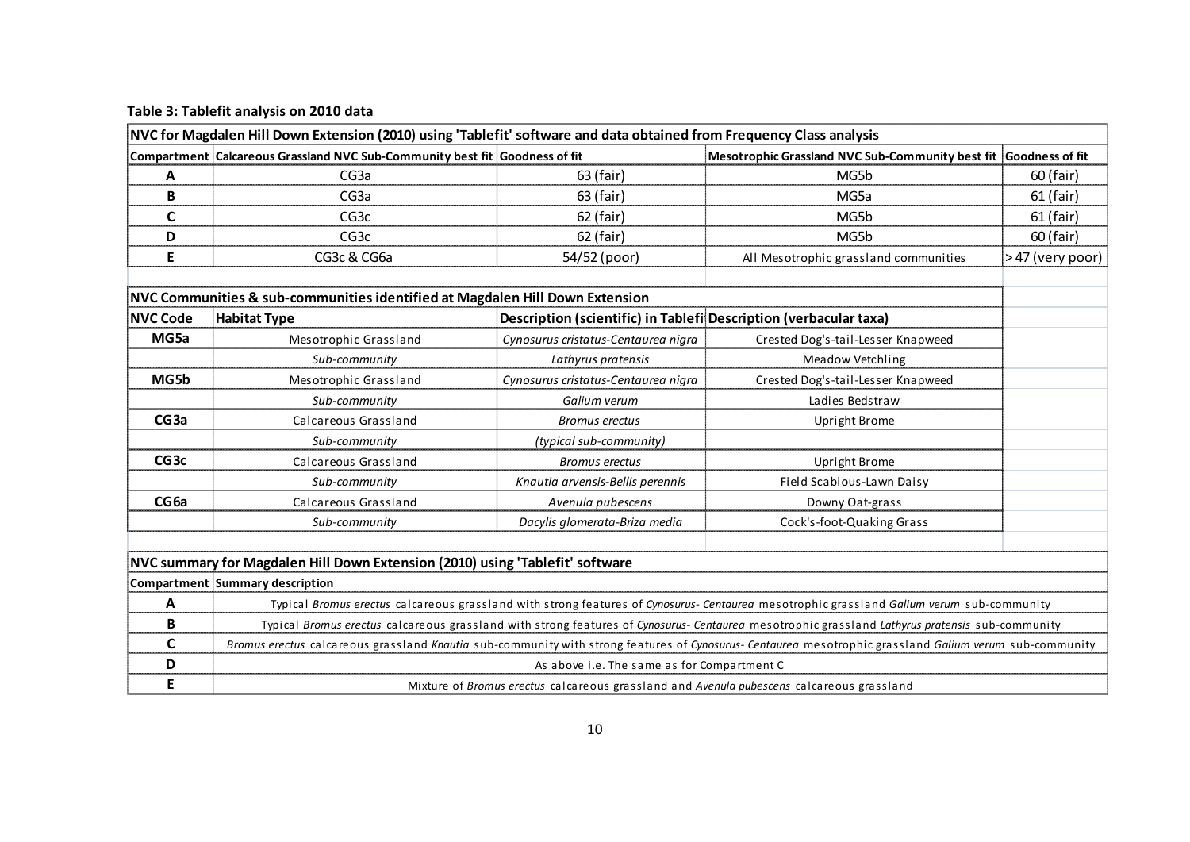**Table 3: Tablefit analysis on 2010 data**

**NVC for Magdalen Hill Down Extension (2010) using 'Tablefit' software and data obtained from Frequency Class analysis**

| Compartment | Calcareous Grassland NVC Sub-Community best fit | Goodness of fit | Mesotrophic Grassland NVC Sub-Community best fit | Goodness of fit |
|---|---|---|---|---|
| **A** | CG3a | 63 (fair) | MG5b | 60 (fair) |
| **B** | CG3a | 63 (fair) | MG5a | 61 (fair) |
| **C** | CG3c | 62 (fair) | MG5b | 61 (fair) |
| **D** | CG3c | 62 (fair) | MG5b | 60 (fair) |
| **E** | CG3c & CG6a | 54/52 (poor) | All Mesotrophic grassland communities | > 47 (very poor) |

**NVC Communities & sub-communities identified at Magdalen Hill Down Extension**

| NVC Code | Habitat Type | Description (scientific) in Tablefit | Description (verbacular taxa) |
|---|---|---|---|
| **MG5a** | Mesotrophic Grassland | *Cynosurus cristatus-Centaurea nigra* | Crested Dog's-tail-Lesser Knapweed |
| | *Sub-community* | *Lathyrus pratensis* | Meadow Vetchling |
| **MG5b** | Mesotrophic Grassland | *Cynosurus cristatus-Centaurea nigra* | Crested Dog's-tail-Lesser Knapweed |
| | *Sub-community* | *Galium verum* | Ladies Bedstraw |
| **CG3a** | Calcareous Grassland | *Bromus erectus* | Upright Brome |
| | *Sub-community* | *(typical sub-community)* | |
| **CG3c** | Calcareous Grassland | *Bromus erectus* | Upright Brome |
| | *Sub-community* | *Knautia arvensis-Bellis perennis* | Field Scabious-Lawn Daisy |
| **CG6a** | Calcareous Grassland | *Avenula pubescens* | Downy Oat-grass |
| | *Sub-community* | *Dacylis glomerata-Briza media* | Cock's-foot-Quaking Grass |

**NVC summary for Magdalen Hill Down Extension (2010) using 'Tablefit' software**

| Compartment | Summary description |
|---|---|
| **A** | Typical *Bromus erectus* calcareous grassland with strong features of *Cynosurus- Centaurea* mesotrophic grassland *Galium verum* sub-community |
| **B** | Typical *Bromus erectus* calcareous grassland with strong features of *Cynosurus- Centaurea* mesotrophic grassland *Lathyrus pratensis* sub-community |
| **C** | *Bromus erectus* calcareous grassland *Knautia* sub-community with strong features of *Cynosurus- Centaurea* mesotrophic grassland *Galium verum* sub-community |
| **D** | As above i.e. The same as for Compartment C |
| **E** | Mixture of *Bromus erectus* calcareous grassland and *Avenula pubescens* calcareous grassland |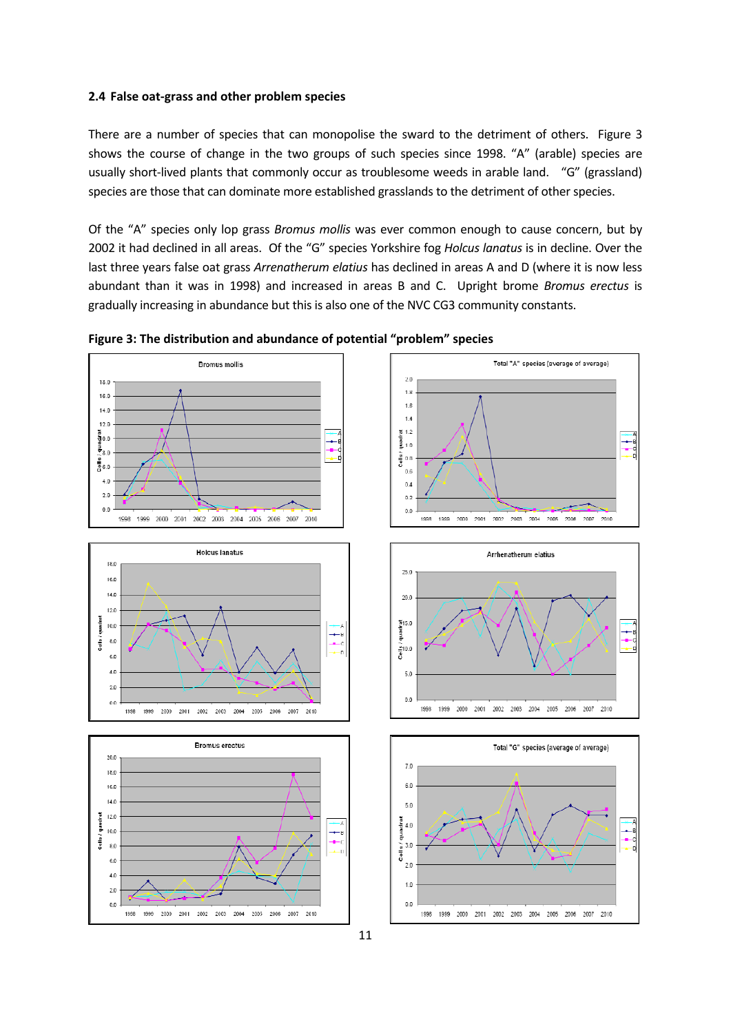### 2.4 False oat-grass and other problem species

There are a number of species that can monopolise the sward to the detriment of others. Figure 3 shows the course of change in the two groups of such species since 1998. "A" (arable) species are usually short-lived plants that commonly occur as troublesome weeds in arable land. "G" (grassland) species are those that can dominate more established grasslands to the detriment of other species.

Of the "A" species only lop grass *Bromus mollis* was ever common enough to cause concern, but by 2002 it had declined in all areas. Of the "G" species Yorkshire fog *Holcus lanatus* is in decline. Over the last three years false oat grass *Arrenatherum elatius* has declined in areas A and D (where it is now less abundant than it was in 1998) and increased in areas B and C. Upright brome *Bromus erectus* is gradually increasing in abundance but this is also one of the NVC CG3 community constants.

**Figure 3: The distribution and abundance of potential "problem" species**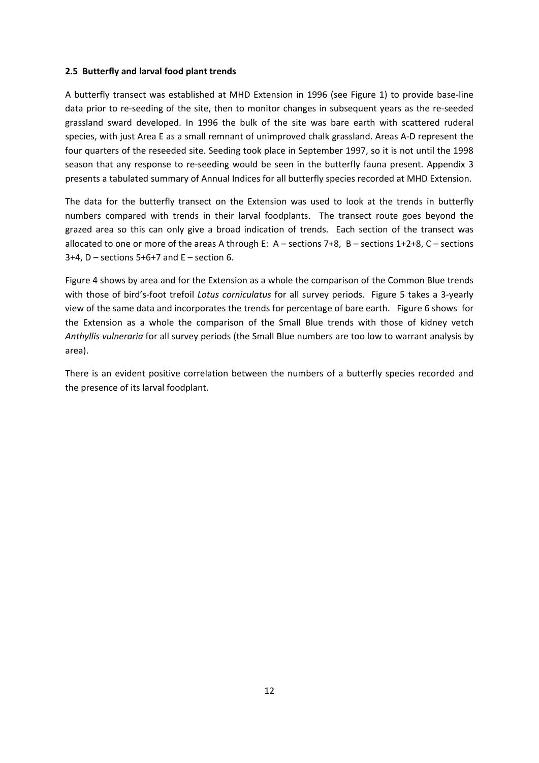#### 2.5 Butterfly and larval food plant trends

A butterfly transect was established at MHD Extension in 1996 (see Figure 1) to provide base-line data prior to re-seeding of the site, then to monitor changes in subsequent years as the re-seeded grassland sward developed. In 1996 the bulk of the site was bare earth with scattered ruderal species, with just Area E as a small remnant of unimproved chalk grassland. Areas A-D represent the four quarters of the reseeded site. Seeding took place in September 1997, so it is not until the 1998 season that any response to re-seeding would be seen in the butterfly fauna present. Appendix 3 presents a tabulated summary of Annual Indices for all butterfly species recorded at MHD Extension.

The data for the butterfly transect on the Extension was used to look at the trends in butterfly numbers compared with trends in their larval foodplants. The transect route goes beyond the grazed area so this can only give a broad indication of trends. Each section of the transect was allocated to one or more of the areas A through E: A – sections 7+8, B – sections 1+2+8, C – sections 3+4, D – sections 5+6+7 and E – section 6.

Figure 4 shows by area and for the Extension as a whole the comparison of the Common Blue trends with those of bird's-foot trefoil *Lotus corniculatus* for all survey periods. Figure 5 takes a 3-yearly view of the same data and incorporates the trends for percentage of bare earth. Figure 6 shows for the Extension as a whole the comparison of the Small Blue trends with those of kidney vetch *Anthyllis vulneraria* for all survey periods (the Small Blue numbers are too low to warrant analysis by area).

There is an evident positive correlation between the numbers of a butterfly species recorded and the presence of its larval foodplant.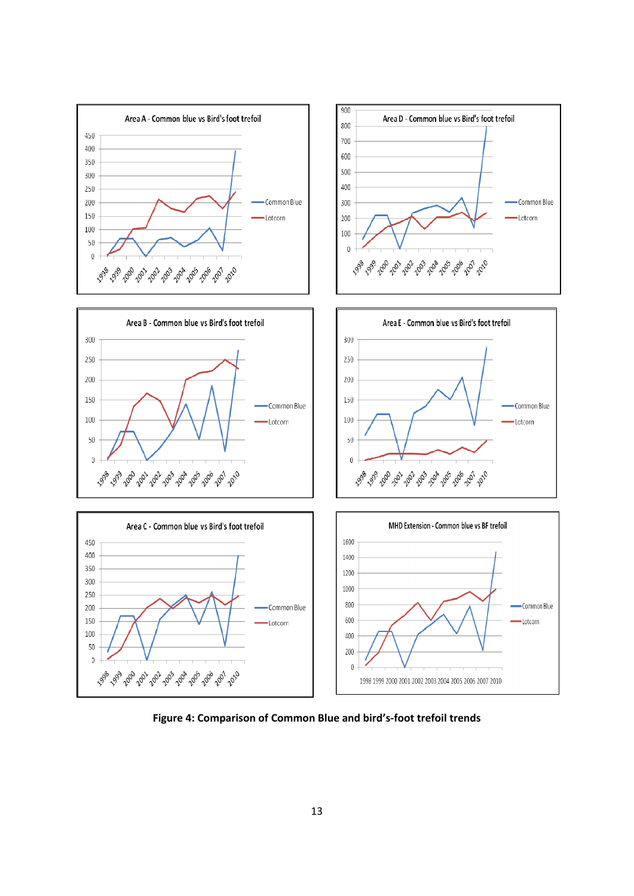**Figure 4: Comparison of Common Blue and bird's-foot trefoil trends**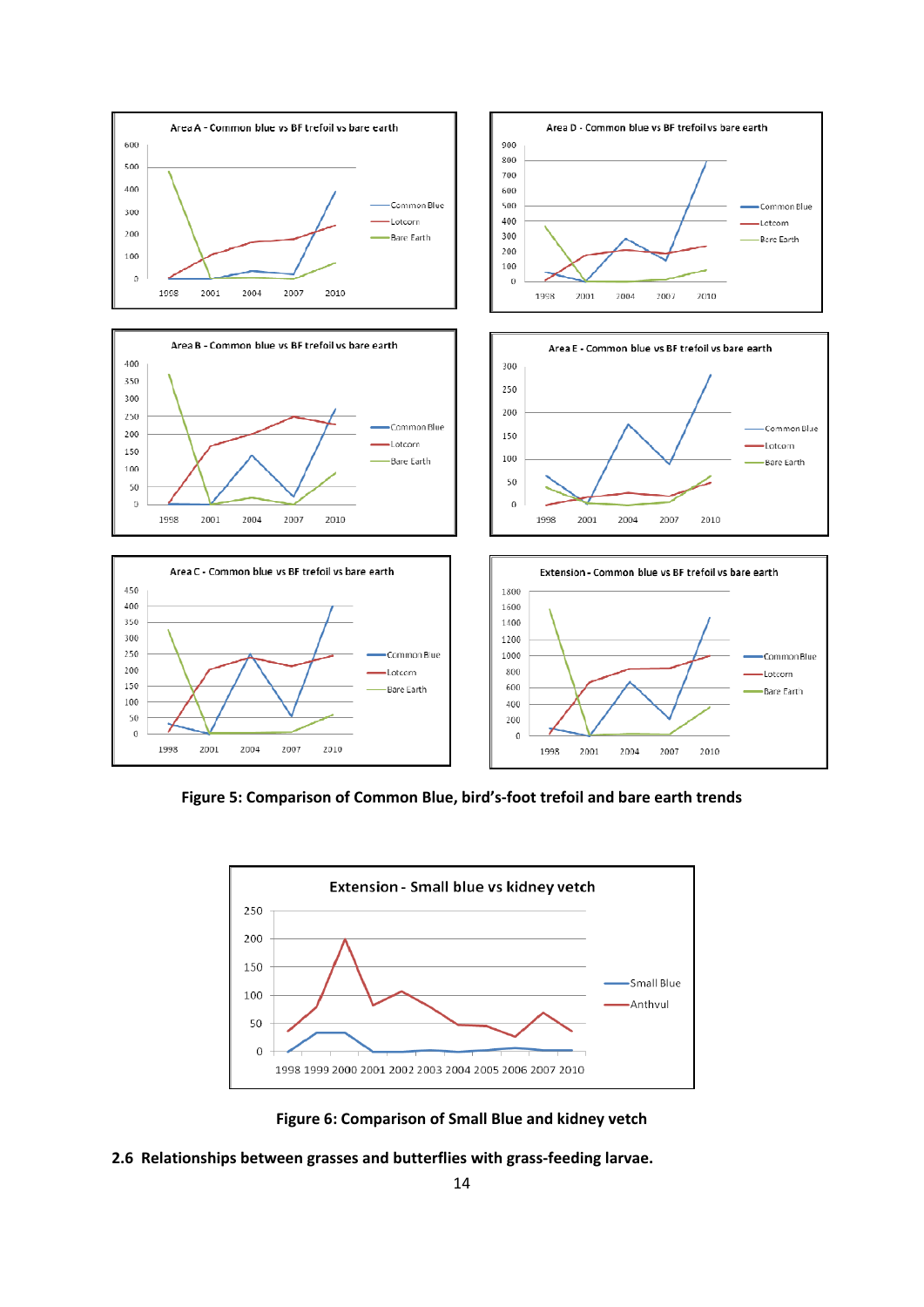Figure 5: Comparison of Common Blue, bird's-foot trefoil and bare earth trends

Figure 6: Comparison of Small Blue and kidney vetch

## 2.6 Relationships between grasses and butterflies with grass-feeding larvae.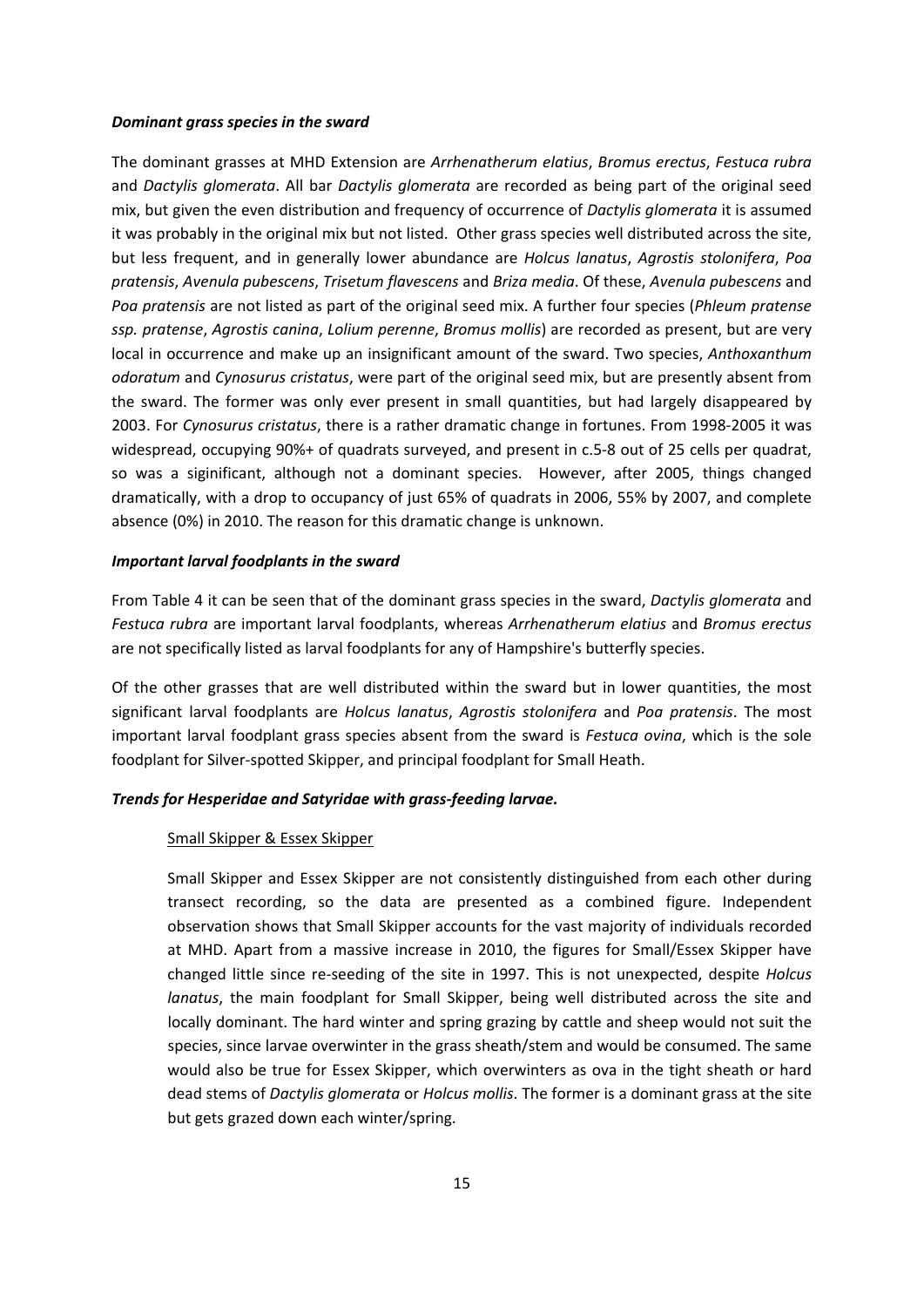***Dominant grass species in the sward***

The dominant grasses at MHD Extension are *Arrhenatherum elatius*, *Bromus erectus*, *Festuca rubra* and *Dactylis glomerata*. All bar *Dactylis glomerata* are recorded as being part of the original seed mix, but given the even distribution and frequency of occurrence of *Dactylis glomerata* it is assumed it was probably in the original mix but not listed. Other grass species well distributed across the site, but less frequent, and in generally lower abundance are *Holcus lanatus*, *Agrostis stolonifera*, *Poa pratensis*, *Avenula pubescens*, *Trisetum flavescens* and *Briza media*. Of these, *Avenula pubescens* and *Poa pratensis* are not listed as part of the original seed mix. A further four species (*Phleum pratense ssp. pratense*, *Agrostis canina*, *Lolium perenne*, *Bromus mollis*) are recorded as present, but are very local in occurrence and make up an insignificant amount of the sward. Two species, *Anthoxanthum odoratum* and *Cynosurus cristatus*, were part of the original seed mix, but are presently absent from the sward. The former was only ever present in small quantities, but had largely disappeared by 2003. For *Cynosurus cristatus*, there is a rather dramatic change in fortunes. From 1998-2005 it was widespread, occupying 90%+ of quadrats surveyed, and present in c.5-8 out of 25 cells per quadrat, so was a siginificant, although not a dominant species. However, after 2005, things changed dramatically, with a drop to occupancy of just 65% of quadrats in 2006, 55% by 2007, and complete absence (0%) in 2010. The reason for this dramatic change is unknown.

***Important larval foodplants in the sward***

From Table 4 it can be seen that of the dominant grass species in the sward, *Dactylis glomerata* and *Festuca rubra* are important larval foodplants, whereas *Arrhenatherum elatius* and *Bromus erectus* are not specifically listed as larval foodplants for any of Hampshire's butterfly species.

Of the other grasses that are well distributed within the sward but in lower quantities, the most significant larval foodplants are *Holcus lanatus*, *Agrostis stolonifera* and *Poa pratensis*. The most important larval foodplant grass species absent from the sward is *Festuca ovina*, which is the sole foodplant for Silver-spotted Skipper, and principal foodplant for Small Heath.

***Trends for Hesperidae and Satyridae with grass-feeding larvae.***

<u>Small Skipper & Essex Skipper</u>

Small Skipper and Essex Skipper are not consistently distinguished from each other during transect recording, so the data are presented as a combined figure. Independent observation shows that Small Skipper accounts for the vast majority of individuals recorded at MHD. Apart from a massive increase in 2010, the figures for Small/Essex Skipper have changed little since re-seeding of the site in 1997. This is not unexpected, despite *Holcus lanatus*, the main foodplant for Small Skipper, being well distributed across the site and locally dominant. The hard winter and spring grazing by cattle and sheep would not suit the species, since larvae overwinter in the grass sheath/stem and would be consumed. The same would also be true for Essex Skipper, which overwinters as ova in the tight sheath or hard dead stems of *Dactylis glomerata* or *Holcus mollis*. The former is a dominant grass at the site but gets grazed down each winter/spring.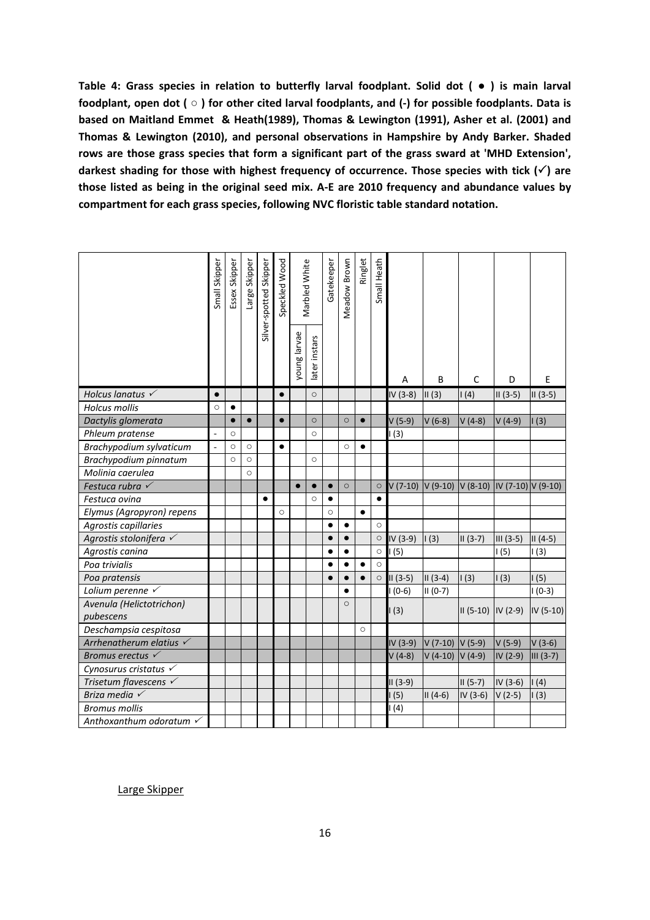**Table 4: Grass species in relation to butterfly larval foodplant. Solid dot ( ● ) is main larval foodplant, open dot ( ○ ) for other cited larval foodplants, and (-) for possible foodplants. Data is based on Maitland Emmet & Heath(1989), Thomas & Lewington (1991), Asher et al. (2001) and Thomas & Lewington (2010), and personal observations in Hampshire by Andy Barker. Shaded rows are those grass species that form a significant part of the grass sward at 'MHD Extension', darkest shading for those with highest frequency of occurrence. Those species with tick (✓) are those listed as being in the original seed mix. A-E are 2010 frequency and abundance values by compartment for each grass species, following NVC floristic table standard notation.**

| | Small Skipper | Essex Skipper | Large Skipper | Silver-spotted Skipper | Speckled Wood | Marbled White | | Gatekeeper | Meadow Brown | Ringlet | Small Heath | | | | | |
|---|---|---|---|---|---|---|---|---|---|---|---|---|---|---|---|---|
| | | | | | | young larvae | later instars | | | | | A | B | C | D | E |
| *Holcus lanatus* ✓ | ● | | | | ● | | ○ | | | | | IV (3-8) | II (3) | I (4) | II (3-5) | II (3-5) |
| *Holcus mollis* | ○ | ● | | | | | | | | | | | | | | |
| *Dactylis glomerata* | | ● | ● | | ● | | ○ | | ○ | ● | | V (5-9) | V (6-8) | V (4-8) | V (4-9) | I (3) |
| *Phleum pratense* | - | ○ | | | | | ○ | | | | | I (3) | | | | |
| *Brachypodium sylvaticum* | - | ○ | ○ | | ● | | | | ○ | ● | | | | | | |
| *Brachypodium pinnatum* | | ○ | ○ | | | | ○ | | | | | | | | | |
| *Molinia caerulea* | | | ○ | | | | | | | | | | | | | |
| *Festuca rubra* ✓ | | | | | | ● | ● | ● | ○ | | ○ | V (7-10) | V (9-10) | V (8-10) | IV (7-10) | V (9-10) |
| *Festuca ovina* | | | | ● | | | ○ | ● | | | ● | | | | | |
| *Elymus (Agropyron) repens* | | | | | ○ | | | ○ | | ● | | | | | | |
| *Agrostis capillaries* | | | | | | | | ● | ● | | ○ | | | | | |
| *Agrostis stolonifera* ✓ | | | | | | | | ● | ● | | ○ | IV (3-9) | I (3) | II (3-7) | III (3-5) | II (4-5) |
| *Agrostis canina* | | | | | | | | ● | ● | | ○ | I (5) | | | I (5) | I (3) |
| *Poa trivialis* | | | | | | | | ● | ● | ● | ○ | | | | | |
| *Poa pratensis* | | | | | | | | ● | ● | ● | ○ | II (3-5) | II (3-4) | I (3) | I (3) | I (5) |
| *Lolium perenne* ✓ | | | | | | | | | ● | | | I (0-6) | II (0-7) | | | I (0-3) |
| *Avenula (Helictotrichon) pubescens* | | | | | | | | | ○ | | | I (3) | | II (5-10) | IV (2-9) | IV (5-10) |
| *Deschampsia cespitosa* | | | | | | | | | | ○ | | | | | | |
| *Arrhenatherum elatius* ✓ | | | | | | | | | | | | IV (3-9) | V (7-10) | V (5-9) | V (5-9) | V (3-6) |
| *Bromus erectus* ✓ | | | | | | | | | | | | V (4-8) | V (4-10) | V (4-9) | IV (2-9) | III (3-7) |
| *Cynosurus cristatus* ✓ | | | | | | | | | | | | | | | | |
| *Trisetum flavescens* ✓ | | | | | | | | | | | | II (3-9) | | II (5-7) | IV (3-6) | I (4) |
| *Briza media* ✓ | | | | | | | | | | | | I (5) | II (4-6) | IV (3-6) | V (2-5) | I (3) |
| *Bromus mollis* | | | | | | | | | | | | I (4) | | | | |
| *Anthoxanthum odoratum* ✓ | | | | | | | | | | | | | | | | |

Large Skipper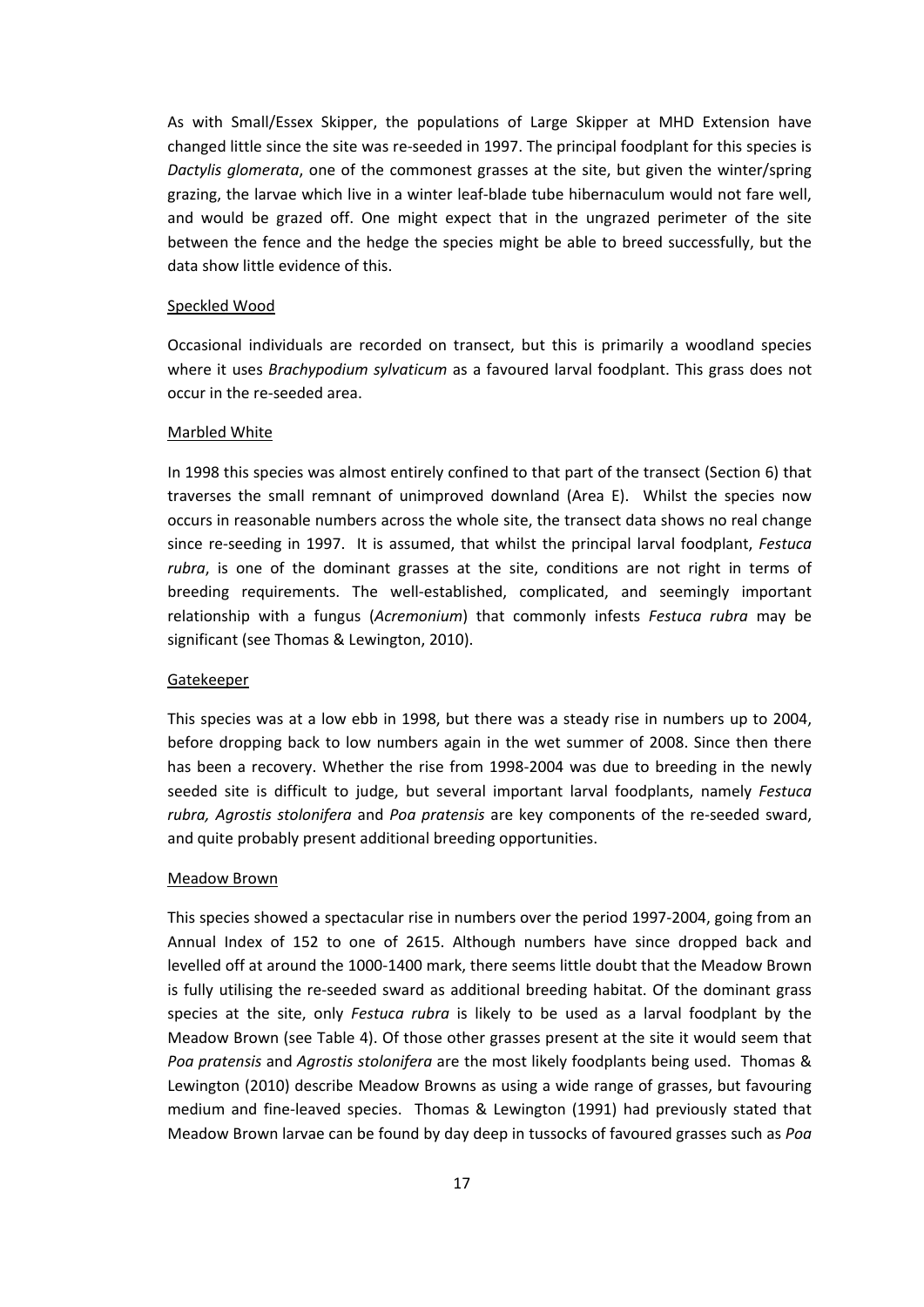As with Small/Essex Skipper, the populations of Large Skipper at MHD Extension have changed little since the site was re-seeded in 1997. The principal foodplant for this species is *Dactylis glomerata*, one of the commonest grasses at the site, but given the winter/spring grazing, the larvae which live in a winter leaf-blade tube hibernaculum would not fare well, and would be grazed off. One might expect that in the ungrazed perimeter of the site between the fence and the hedge the species might be able to breed successfully, but the data show little evidence of this.

<u>Speckled Wood</u>

Occasional individuals are recorded on transect, but this is primarily a woodland species where it uses *Brachypodium sylvaticum* as a favoured larval foodplant. This grass does not occur in the re-seeded area.

<u>Marbled White</u>

In 1998 this species was almost entirely confined to that part of the transect (Section 6) that traverses the small remnant of unimproved downland (Area E). Whilst the species now occurs in reasonable numbers across the whole site, the transect data shows no real change since re-seeding in 1997. It is assumed, that whilst the principal larval foodplant, *Festuca rubra*, is one of the dominant grasses at the site, conditions are not right in terms of breeding requirements. The well-established, complicated, and seemingly important relationship with a fungus (*Acremonium*) that commonly infests *Festuca rubra* may be significant (see Thomas & Lewington, 2010).

<u>Gatekeeper</u>

This species was at a low ebb in 1998, but there was a steady rise in numbers up to 2004, before dropping back to low numbers again in the wet summer of 2008. Since then there has been a recovery. Whether the rise from 1998-2004 was due to breeding in the newly seeded site is difficult to judge, but several important larval foodplants, namely *Festuca rubra, Agrostis stolonifera* and *Poa pratensis* are key components of the re-seeded sward, and quite probably present additional breeding opportunities.

<u>Meadow Brown</u>

This species showed a spectacular rise in numbers over the period 1997-2004, going from an Annual Index of 152 to one of 2615. Although numbers have since dropped back and levelled off at around the 1000-1400 mark, there seems little doubt that the Meadow Brown is fully utilising the re-seeded sward as additional breeding habitat. Of the dominant grass species at the site, only *Festuca rubra* is likely to be used as a larval foodplant by the Meadow Brown (see Table 4). Of those other grasses present at the site it would seem that *Poa pratensis* and *Agrostis stolonifera* are the most likely foodplants being used. Thomas & Lewington (2010) describe Meadow Browns as using a wide range of grasses, but favouring medium and fine-leaved species. Thomas & Lewington (1991) had previously stated that Meadow Brown larvae can be found by day deep in tussocks of favoured grasses such as *Poa*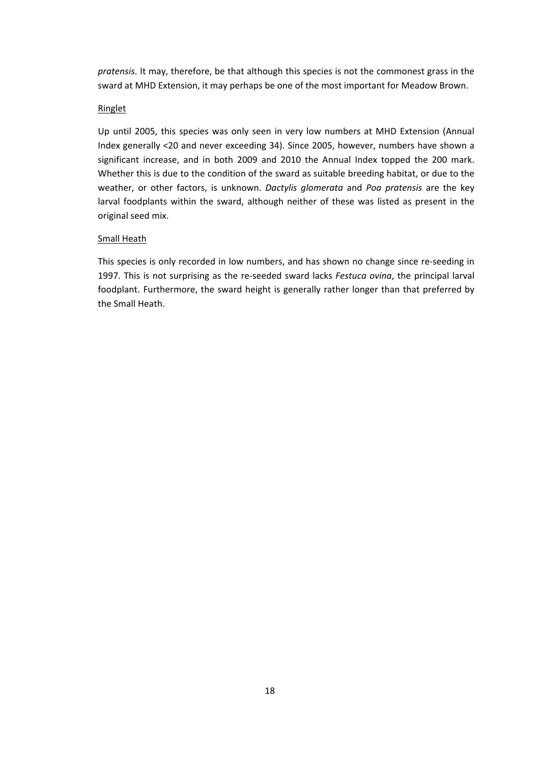*pratensis*. It may, therefore, be that although this species is not the commonest grass in the sward at MHD Extension, it may perhaps be one of the most important for Meadow Brown.

<u>Ringlet</u>

Up until 2005, this species was only seen in very low numbers at MHD Extension (Annual Index generally <20 and never exceeding 34). Since 2005, however, numbers have shown a significant increase, and in both 2009 and 2010 the Annual Index topped the 200 mark. Whether this is due to the condition of the sward as suitable breeding habitat, or due to the weather, or other factors, is unknown. *Dactylis glomerata* and *Poa pratensis* are the key larval foodplants within the sward, although neither of these was listed as present in the original seed mix.

<u>Small Heath</u>

This species is only recorded in low numbers, and has shown no change since re-seeding in 1997. This is not surprising as the re-seeded sward lacks *Festuca ovina*, the principal larval foodplant. Furthermore, the sward height is generally rather longer than that preferred by the Small Heath.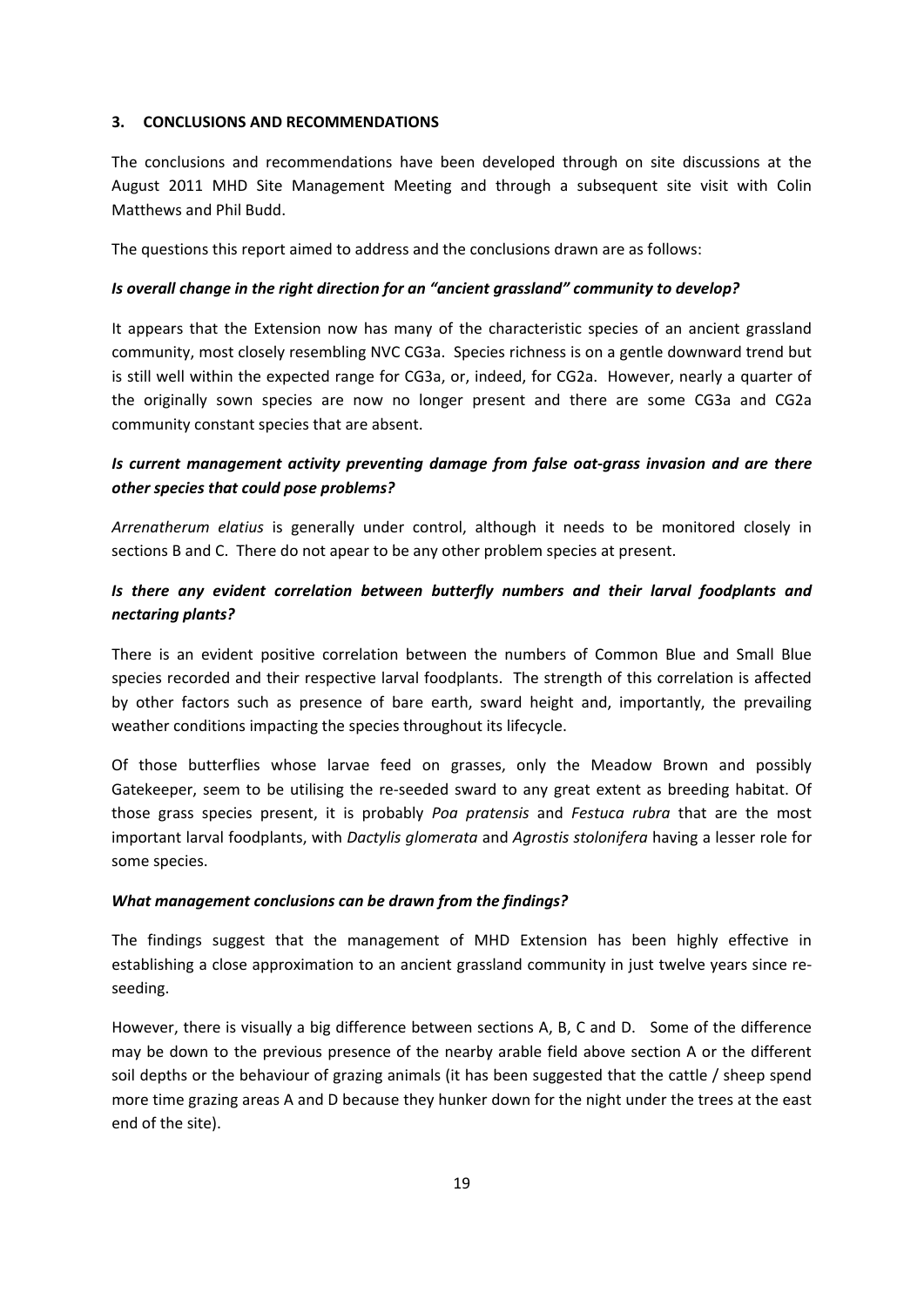## 3. CONCLUSIONS AND RECOMMENDATIONS

The conclusions and recommendations have been developed through on site discussions at the August 2011 MHD Site Management Meeting and through a subsequent site visit with Colin Matthews and Phil Budd.

The questions this report aimed to address and the conclusions drawn are as follows:

***Is overall change in the right direction for an "ancient grassland" community to develop?***

It appears that the Extension now has many of the characteristic species of an ancient grassland community, most closely resembling NVC CG3a. Species richness is on a gentle downward trend but is still well within the expected range for CG3a, or, indeed, for CG2a. However, nearly a quarter of the originally sown species are now no longer present and there are some CG3a and CG2a community constant species that are absent.

***Is current management activity preventing damage from false oat-grass invasion and are there other species that could pose problems?***

*Arrenatherum elatius* is generally under control, although it needs to be monitored closely in sections B and C. There do not apear to be any other problem species at present.

***Is there any evident correlation between butterfly numbers and their larval foodplants and nectaring plants?***

There is an evident positive correlation between the numbers of Common Blue and Small Blue species recorded and their respective larval foodplants. The strength of this correlation is affected by other factors such as presence of bare earth, sward height and, importantly, the prevailing weather conditions impacting the species throughout its lifecycle.

Of those butterflies whose larvae feed on grasses, only the Meadow Brown and possibly Gatekeeper, seem to be utilising the re-seeded sward to any great extent as breeding habitat. Of those grass species present, it is probably *Poa pratensis* and *Festuca rubra* that are the most important larval foodplants, with *Dactylis glomerata* and *Agrostis stolonifera* having a lesser role for some species.

***What management conclusions can be drawn from the findings?***

The findings suggest that the management of MHD Extension has been highly effective in establishing a close approximation to an ancient grassland community in just twelve years since re-seeding.

However, there is visually a big difference between sections A, B, C and D. Some of the difference may be down to the previous presence of the nearby arable field above section A or the different soil depths or the behaviour of grazing animals (it has been suggested that the cattle / sheep spend more time grazing areas A and D because they hunker down for the night under the trees at the east end of the site).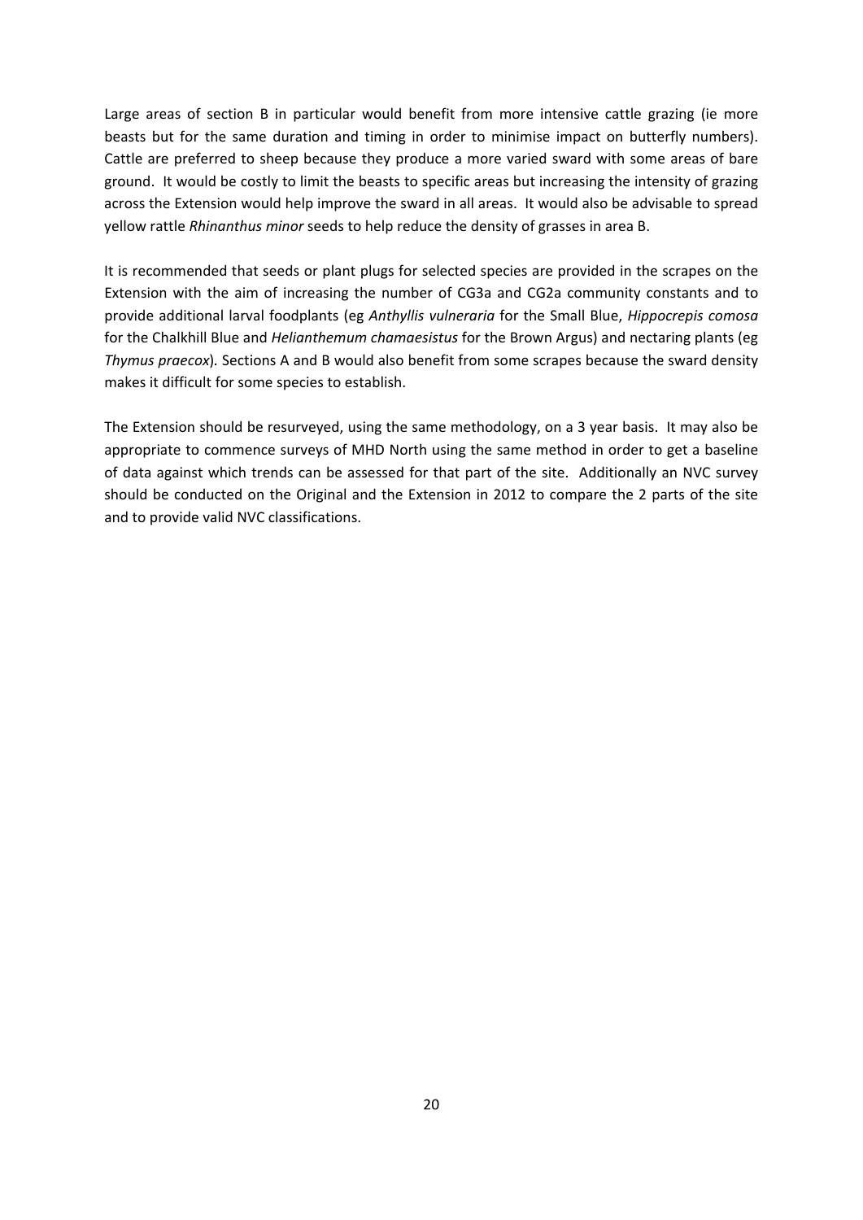Large areas of section B in particular would benefit from more intensive cattle grazing (ie more beasts but for the same duration and timing in order to minimise impact on butterfly numbers). Cattle are preferred to sheep because they produce a more varied sward with some areas of bare ground. It would be costly to limit the beasts to specific areas but increasing the intensity of grazing across the Extension would help improve the sward in all areas. It would also be advisable to spread yellow rattle *Rhinanthus minor* seeds to help reduce the density of grasses in area B.

It is recommended that seeds or plant plugs for selected species are provided in the scrapes on the Extension with the aim of increasing the number of CG3a and CG2a community constants and to provide additional larval foodplants (eg *Anthyllis vulneraria* for the Small Blue, *Hippocrepis comosa* for the Chalkhill Blue and *Helianthemum chamaesistus* for the Brown Argus) and nectaring plants (eg *Thymus praecox*). Sections A and B would also benefit from some scrapes because the sward density makes it difficult for some species to establish.

The Extension should be resurveyed, using the same methodology, on a 3 year basis. It may also be appropriate to commence surveys of MHD North using the same method in order to get a baseline of data against which trends can be assessed for that part of the site. Additionally an NVC survey should be conducted on the Original and the Extension in 2012 to compare the 2 parts of the site and to provide valid NVC classifications.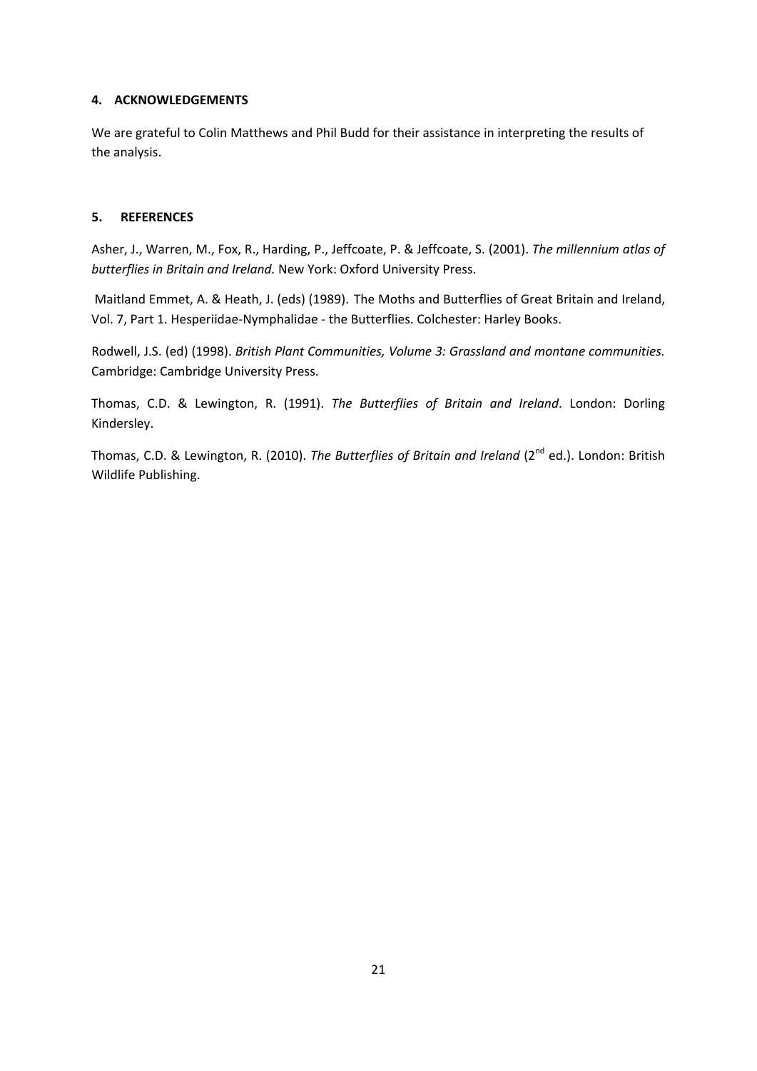## 4. ACKNOWLEDGEMENTS

We are grateful to Colin Matthews and Phil Budd for their assistance in interpreting the results of the analysis.

## 5. REFERENCES

Asher, J., Warren, M., Fox, R., Harding, P., Jeffcoate, P. & Jeffcoate, S. (2001). *The millennium atlas of butterflies in Britain and Ireland.* New York: Oxford University Press.

Maitland Emmet, A. & Heath, J. (eds) (1989). The Moths and Butterflies of Great Britain and Ireland, Vol. 7, Part 1. Hesperiidae-Nymphalidae - the Butterflies. Colchester: Harley Books.

Rodwell, J.S. (ed) (1998). *British Plant Communities, Volume 3: Grassland and montane communities.* Cambridge: Cambridge University Press.

Thomas, C.D. & Lewington, R. (1991). *The Butterflies of Britain and Ireland*. London: Dorling Kindersley.

Thomas, C.D. & Lewington, R. (2010). *The Butterflies of Britain and Ireland* (2nd ed.). London: British Wildlife Publishing.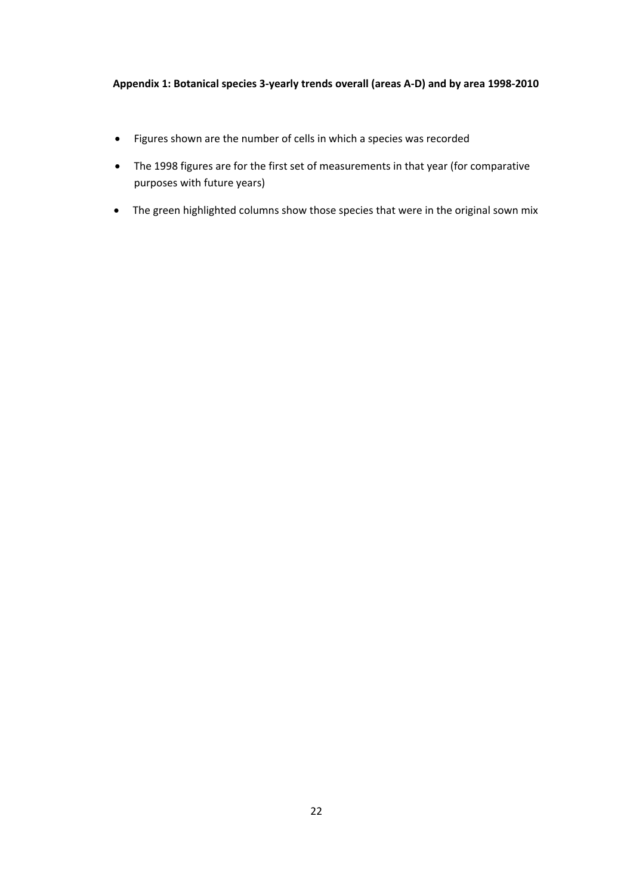**Appendix 1: Botanical species 3-yearly trends overall (areas A-D) and by area 1998-2010**

- Figures shown are the number of cells in which a species was recorded
- The 1998 figures are for the first set of measurements in that year (for comparative purposes with future years)
- The green highlighted columns show those species that were in the original sown mix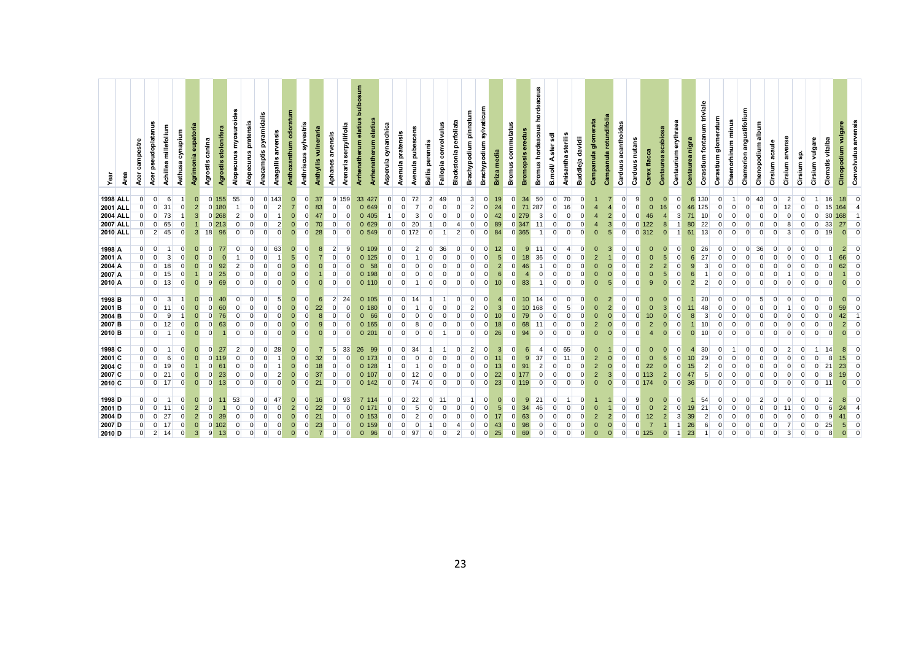| Year | Area | Acer campestre | Acer pseudoplatanus | Achillea millefolium | Aethusa cynapium | Agrimonia eupatoria | Agrostis canina | Agrostis stolonifera | Alopecurus myosuroides | Alopecurus pratensis | Anacamptis pyramidalis | Anagallis arvensis | Anthoxanthum odoratum | Anthriscus sylvestris | Anthyllis vulneraria | Aphanes arvensis | Arenaria serpyllifolia | Arrhenatherum elatius bulbosum | Arrhenatherum elatius | Asperula cynanchica | Avenula pratensis | Avenula pubescens | Bellis perennis | Fallopia convolvulus | Blackstonia perfoliata | Brachypodium pinnatum | Brachypodium sylvaticum | Briza media | Bromus commutatus | Bromopsis erectus | Bromus hordeaceus hordeaceus | B.moll/ A.ster sdl | Anisantha sterilis | Buddleja davidii | Campanula glomerata | Campanula rotundifolia | Carduus acanthoides | Carduus nutans | Carex flacca | Centaurea scabiosa | Centaurium erythraea | Centaurea nigra | Cerastium fontanum triviale | Cerastium glomeratum | Chaenorhinum minus | Chamerion angustifolium | Chenopodium album | Cirsium acaule | Cirsium arvense | Cirsium sp. | Cirsium vulgare | Clematis vitalba | Clinopodium vulgare | Convolvulus arvensis |
|---|---|---|---|---|---|---|---|---|---|---|---|---|---|---|---|---|---|---|---|---|---|---|---|---|---|---|---|---|---|---|---|---|---|---|---|---|---|---|---|---|---|---|---|---|---|---|---|---|---|---|---|---|---|---|
| 1998 | ALL | 0 | 0 | 6 | 1 | 0 | 0 | 155 | 55 | 0 | 0 | 143 | 0 | 0 | 37 | 9 | 159 | 33 | 427 | 0 | 0 | 72 | 2 | 49 | 0 | 3 | 0 | 19 | 0 | 34 | 50 | 0 | 70 | 0 | 1 | 7 | 0 | 9 | 0 | 0 | 0 | 6 | 130 | 0 | 1 | 0 | 43 | 0 | 2 | 0 | 1 | 16 | 18 | 0 |
| 2001 | ALL | 0 | 0 | 31 | 0 | 2 | 0 | 180 | 1 | 0 | 0 | 2 | 7 | 0 | 83 | 0 | 0 | 0 | 649 | 0 | 0 | 7 | 0 | 0 | 0 | 2 | 0 | 24 | 0 | 71 | 287 | 0 | 16 | 0 | 4 | 4 | 0 | 0 | 0 | 16 | 0 | 46 | 125 | 0 | 0 | 0 | 0 | 0 | 12 | 0 | 0 | 15 | 164 | 4 |
| 2004 | ALL | 0 | 0 | 73 | 1 | 3 | 0 | 268 | 2 | 0 | 0 | 1 | 0 | 0 | 47 | 0 | 0 | 0 | 405 | 1 | 0 | 3 | 0 | 0 | 0 | 0 | 0 | 42 | 0 | 279 | 3 | 0 | 0 | 0 | 4 | 2 | 0 | 0 | 46 | 4 | 3 | 71 | 10 | 0 | 0 | 0 | 0 | 0 | 0 | 0 | 0 | 30 | 168 | 1 |
| 2007 | ALL | 0 | 0 | 65 | 0 | 1 | 0 | 213 | 0 | 0 | 0 | 0 | 0 | 0 | 70 | 0 | 0 | 0 | 629 | 0 | 0 | 20 | 1 | 0 | 4 | 0 | 0 | 89 | 0 | 347 | 11 | 0 | 0 | 0 | 4 | 3 | 0 | 0 | 122 | 8 | 1 | 80 | 22 | 0 | 0 | 0 | 0 | 0 | 8 | 0 | 0 | 33 | 27 | 0 |
| 2010 | ALL | 0 | 2 | 45 | 0 | 3 | 18 | 96 | 0 | 0 | 0 | 0 | 0 | 0 | 28 | 0 | 0 | 0 | 549 | 0 | 0 | 172 | 0 | 1 | 2 | 0 | 0 | 84 | 0 | 365 | 1 | 0 | 0 | 0 | 0 | 5 | 0 | 0 | 312 | 0 | 1 | 61 | 13 | 0 | 0 | 0 | 0 | 0 | 3 | 0 | 0 | 19 | 0 | 0 |
| 1998 | A | 0 | 0 | 1 | 0 | 0 | 0 | 77 | 0 | 0 | 0 | 63 | 0 | 0 | 8 | 2 | 9 | 0 | 109 | 0 | 0 | 2 | 0 | 36 | 0 | 0 | 0 | 12 | 0 | 9 | 11 | 0 | 4 | 0 | 0 | 3 | 0 | 0 | 0 | 0 | 0 | 0 | 26 | 0 | 0 | 0 | 36 | 0 | 0 | 0 | 0 | 0 | 2 | 0 |
| 2001 | A | 0 | 0 | 3 | 0 | 0 | 0 | 0 | 1 | 0 | 0 | 1 | 5 | 0 | 7 | 0 | 0 | 0 | 125 | 0 | 0 | 1 | 0 | 0 | 0 | 0 | 0 | 5 | 0 | 18 | 36 | 0 | 0 | 0 | 2 | 1 | 0 | 0 | 0 | 5 | 0 | 6 | 27 | 0 | 0 | 0 | 0 | 0 | 0 | 0 | 0 | 1 | 66 | 0 |
| 2004 | A | 0 | 0 | 18 | 0 | 0 | 0 | 92 | 2 | 0 | 0 | 0 | 0 | 0 | 0 | 0 | 0 | 0 | 58 | 0 | 0 | 0 | 0 | 0 | 0 | 0 | 0 | 2 | 0 | 46 | 1 | 0 | 0 | 0 | 0 | 0 | 0 | 0 | 2 | 2 | 0 | 9 | 3 | 0 | 0 | 0 | 0 | 0 | 0 | 0 | 0 | 0 | 62 | 0 |
| 2007 | A | 0 | 0 | 15 | 0 | 1 | 0 | 25 | 0 | 0 | 0 | 0 | 0 | 0 | 1 | 0 | 0 | 0 | 198 | 0 | 0 | 0 | 0 | 0 | 0 | 0 | 0 | 6 | 0 | 4 | 0 | 0 | 0 | 0 | 0 | 0 | 0 | 0 | 0 | 5 | 0 | 6 | 1 | 0 | 0 | 0 | 0 | 0 | 1 | 0 | 0 | 0 | 1 | 0 |
| 2010 | A | 0 | 0 | 13 | 0 | 0 | 9 | 69 | 0 | 0 | 0 | 0 | 0 | 0 | 0 | 0 | 0 | 0 | 110 | 0 | 0 | 1 | 0 | 0 | 0 | 0 | 0 | 10 | 0 | 83 | 1 | 0 | 0 | 0 | 0 | 5 | 0 | 0 | 9 | 0 | 0 | 2 | 2 | 0 | 0 | 0 | 0 | 0 | 0 | 0 | 0 | 0 | 0 | 0 |
| 1998 | B | 0 | 0 | 3 | 1 | 0 | 0 | 40 | 0 | 0 | 0 | 5 | 0 | 0 | 6 | 2 | 24 | 0 | 105 | 0 | 0 | 14 | 1 | 1 | 0 | 0 | 0 | 4 | 0 | 10 | 14 | 0 | 0 | 0 | 0 | 2 | 0 | 0 | 0 | 0 | 0 | 1 | 20 | 0 | 0 | 0 | 5 | 0 | 0 | 0 | 0 | 0 | 0 | 0 |
| 2001 | B | 0 | 0 | 11 | 0 | 0 | 0 | 60 | 0 | 0 | 0 | 0 | 0 | 0 | 22 | 0 | 0 | 0 | 180 | 0 | 0 | 1 | 0 | 0 | 0 | 2 | 0 | 3 | 0 | 10 | 168 | 0 | 5 | 0 | 0 | 2 | 0 | 0 | 0 | 3 | 0 | 11 | 48 | 0 | 0 | 0 | 0 | 0 | 1 | 0 | 0 | 0 | 59 | 0 |
| 2004 | B | 0 | 0 | 9 | 1 | 0 | 0 | 76 | 0 | 0 | 0 | 0 | 0 | 0 | 8 | 0 | 0 | 0 | 66 | 0 | 0 | 0 | 0 | 0 | 0 | 0 | 0 | 10 | 0 | 79 | 0 | 0 | 0 | 0 | 0 | 0 | 0 | 0 | 10 | 0 | 0 | 8 | 3 | 0 | 0 | 0 | 0 | 0 | 0 | 0 | 0 | 0 | 42 | 1 |
| 2007 | B | 0 | 0 | 12 | 0 | 0 | 0 | 63 | 0 | 0 | 0 | 0 | 0 | 0 | 9 | 0 | 0 | 0 | 165 | 0 | 0 | 8 | 0 | 0 | 0 | 0 | 0 | 18 | 0 | 68 | 11 | 0 | 0 | 0 | 2 | 0 | 0 | 0 | 2 | 0 | 0 | 1 | 10 | 0 | 0 | 0 | 0 | 0 | 0 | 0 | 0 | 0 | 2 | 0 |
| 2010 | B | 0 | 0 | 1 | 0 | 0 | 0 | 1 | 0 | 0 | 0 | 0 | 0 | 0 | 0 | 0 | 0 | 0 | 201 | 0 | 0 | 0 | 0 | 1 | 0 | 0 | 0 | 26 | 0 | 94 | 0 | 0 | 0 | 0 | 0 | 0 | 0 | 0 | 4 | 0 | 0 | 0 | 10 | 0 | 0 | 0 | 0 | 0 | 0 | 0 | 0 | 0 | 0 | 0 |
| 1998 | C | 0 | 0 | 1 | 0 | 0 | 0 | 27 | 2 | 0 | 0 | 28 | 0 | 0 | 7 | 5 | 33 | 26 | 99 | 0 | 0 | 34 | 1 | 1 | 0 | 2 | 0 | 3 | 0 | 6 | 4 | 0 | 65 | 0 | 0 | 1 | 0 | 0 | 0 | 0 | 0 | 4 | 30 | 0 | 1 | 0 | 0 | 0 | 2 | 0 | 1 | 14 | 8 | 0 |
| 2001 | C | 0 | 0 | 6 | 0 | 0 | 0 | 119 | 0 | 0 | 0 | 1 | 0 | 0 | 32 | 0 | 0 | 0 | 173 | 0 | 0 | 0 | 0 | 0 | 0 | 0 | 0 | 11 | 0 | 9 | 37 | 0 | 11 | 0 | 2 | 0 | 0 | 0 | 0 | 6 | 0 | 10 | 29 | 0 | 0 | 0 | 0 | 0 | 0 | 0 | 0 | 8 | 15 | 0 |
| 2004 | C | 0 | 0 | 19 | 0 | 1 | 0 | 61 | 0 | 0 | 0 | 1 | 0 | 0 | 18 | 0 | 0 | 0 | 128 | 1 | 0 | 1 | 0 | 0 | 0 | 0 | 0 | 13 | 0 | 91 | 2 | 0 | 0 | 0 | 2 | 0 | 0 | 0 | 22 | 0 | 0 | 15 | 2 | 0 | 0 | 0 | 0 | 0 | 0 | 0 | 0 | 21 | 23 | 0 |
| 2007 | C | 0 | 0 | 21 | 0 | 0 | 0 | 23 | 0 | 0 | 0 | 2 | 0 | 0 | 37 | 0 | 0 | 0 | 107 | 0 | 0 | 12 | 0 | 0 | 0 | 0 | 0 | 22 | 0 | 177 | 0 | 0 | 0 | 0 | 2 | 3 | 0 | 0 | 113 | 2 | 0 | 47 | 5 | 0 | 0 | 0 | 0 | 0 | 0 | 0 | 0 | 8 | 19 | 0 |
| 2010 | C | 0 | 0 | 17 | 0 | 0 | 0 | 13 | 0 | 0 | 0 | 0 | 0 | 0 | 21 | 0 | 0 | 0 | 142 | 0 | 0 | 74 | 0 | 0 | 0 | 0 | 0 | 23 | 0 | 119 | 0 | 0 | 0 | 0 | 0 | 0 | 0 | 0 | 174 | 0 | 0 | 36 | 0 | 0 | 0 | 0 | 0 | 0 | 0 | 0 | 0 | 11 | 0 | 0 |
| 1998 | D | 0 | 0 | 1 | 0 | 0 | 0 | 11 | 53 | 0 | 0 | 47 | 0 | 0 | 16 | 0 | 93 | 7 | 114 | 0 | 0 | 22 | 0 | 11 | 0 | 1 | 0 | 0 | 0 | 9 | 21 | 0 | 1 | 0 | 1 | 1 | 0 | 9 | 0 | 0 | 0 | 1 | 54 | 0 | 0 | 0 | 2 | 0 | 0 | 0 | 0 | 2 | 8 | 0 |
| 2001 | D | 0 | 0 | 11 | 0 | 2 | 0 | 1 | 0 | 0 | 0 | 0 | 2 | 0 | 22 | 0 | 0 | 0 | 171 | 0 | 0 | 5 | 0 | 0 | 0 | 0 | 0 | 5 | 0 | 34 | 46 | 0 | 0 | 0 | 0 | 1 | 0 | 0 | 0 | 2 | 0 | 19 | 21 | 0 | 0 | 0 | 0 | 0 | 11 | 0 | 0 | 6 | 24 | 4 |
| 2004 | D | 0 | 0 | 27 | 0 | 2 | 0 | 39 | 0 | 0 | 0 | 0 | 0 | 0 | 21 | 0 | 0 | 0 | 153 | 0 | 0 | 2 | 0 | 0 | 0 | 0 | 0 | 17 | 0 | 63 | 0 | 0 | 0 | 0 | 2 | 2 | 0 | 0 | 12 | 2 | 3 | 39 | 2 | 0 | 0 | 0 | 0 | 0 | 0 | 0 | 0 | 9 | 41 | 0 |
| 2007 | D | 0 | 0 | 17 | 0 | 0 | 0 | 102 | 0 | 0 | 0 | 0 | 0 | 0 | 23 | 0 | 0 | 0 | 159 | 0 | 0 | 0 | 1 | 0 | 4 | 0 | 0 | 43 | 0 | 98 | 0 | 0 | 0 | 0 | 0 | 0 | 0 | 0 | 7 | 1 | 1 | 26 | 6 | 0 | 0 | 0 | 0 | 0 | 7 | 0 | 0 | 25 | 5 | 0 |
| 2010 | D | 0 | 2 | 14 | 0 | 3 | 9 | 13 | 0 | 0 | 0 | 0 | 0 | 0 | 7 | 0 | 0 | 0 | 96 | 0 | 0 | 97 | 0 | 0 | 2 | 0 | 0 | 25 | 0 | 69 | 0 | 0 | 0 | 0 | 0 | 0 | 0 | 0 | 125 | 0 | 1 | 23 | 1 | 0 | 0 | 0 | 0 | 0 | 3 | 0 | 0 | 8 | 0 | 0 |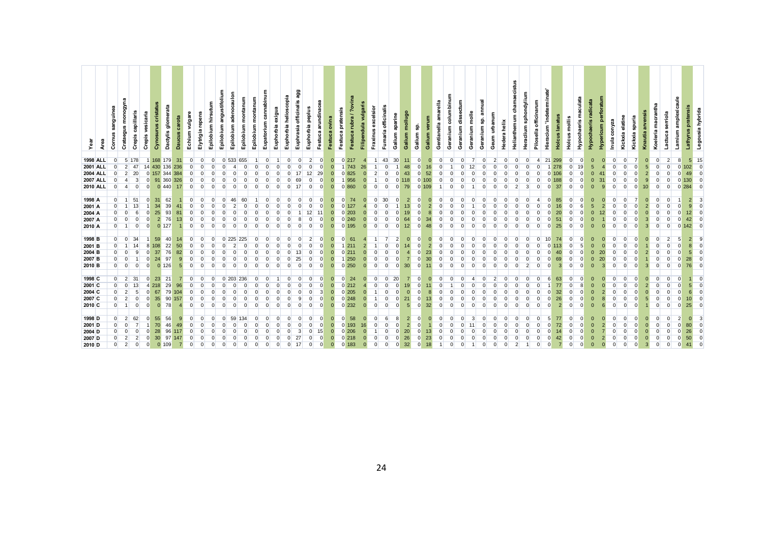| Year | Area | Cornus sanguinea | Crataegus monogyna | Crepis capillaris | Crepis vesicaria | Cynosurus cristatus | Dactylis glomerata | Daucus carota | Echium vulgare | Elytrigia repens | Epilobium hirsutum | Epilobium angustifolium | Epilobium adenocaulon | Epilobium montanum | Epilobium montanum | Eupatorium cannabinum | Euphorbia exigua | Euphorbia helioscopia | Euphrasia officinalis agg | Euphorbia peplus | Festuca arundinacea | Festuca ovina | Festuca pratensis | Festuca rubra / ?ovina | Filipendula vulgaris | Fraxinus excelsior | Fumaria officinalis | Galium aparine | Galium mollugo | Galium sp. | Galium verum | Gentianella amarella | Geranium columbinum | Geranium dissectum | Geranium molle | Geranium sp. annual | Geum urbanum | Hedera helix | Helianthemum chamaecistus | Heraclium sphondylium | Pilosella officinarum | Hieracium 'indeterminate' | Holcus lanatus | Holcus mollis | Hypochaeris maculata | Hypochaeris radicata | Hypericum perforatum | Inula conyza | Kickxia elatine | Kickxia spuria | Knautia arvensis | Koeleria macrantha | Lactuca serriola | Lamium amplexicaule | Lathyrus pratensis | Legousia hybrida |
|---|---|---|---|---|---|---|---|---|---|---|---|---|---|---|---|---|---|---|---|---|---|---|---|---|---|---|---|---|---|---|---|---|---|---|---|---|---|---|---|---|---|---|---|---|---|---|---|---|---|---|---|---|---|---|---|---|
| 1998 | ALL | 0 | 5 | 178 | 1 | 168 | 179 | 31 | 0 | 0 | 0 | 0 | 533 | 655 | 1 | 0 | 1 | 0 | 0 | 2 | 0 | 0 | 0 | 217 | 4 | 1 | 43 | 30 | 11 | 0 | 0 | 0 | 0 | 0 | 7 | 0 | 2 | 0 | 0 | 0 | 4 | 21 | 299 | 0 | 0 | 0 | 0 | 0 | 0 | 7 | 0 | 0 | 2 | 8 | 5 | 15 |
| 2001 | ALL | 0 | 2 | 47 | 14 | 430 | 136 | 236 | 0 | 0 | 0 | 0 | 4 | 0 | 0 | 0 | 0 | 0 | 0 | 0 | 0 | 0 | 1 | 743 | 26 | 1 | 0 | 1 | 48 | 0 | 16 | 0 | 1 | 0 | 12 | 0 | 0 | 0 | 0 | 0 | 0 | 1 | 278 | 0 | 19 | 5 | 4 | 0 | 0 | 0 | 5 | 0 | 0 | 0 | 102 | 0 |
| 2004 | ALL | 0 | 2 | 20 | 0 | 157 | 344 | 384 | 0 | 0 | 0 | 0 | 0 | 0 | 0 | 0 | 0 | 0 | 17 | 12 | 29 | 0 | 0 | 825 | 0 | 2 | 0 | 0 | 43 | 0 | 52 | 0 | 0 | 0 | 0 | 0 | 0 | 0 | 0 | 0 | 0 | 0 | 106 | 0 | 0 | 0 | 41 | 0 | 0 | 0 | 2 | 0 | 0 | 0 | 49 | 0 |
| 2007 | ALL | 0 | 4 | 3 | 0 | 91 | 360 | 326 | 0 | 0 | 0 | 0 | 0 | 0 | 0 | 0 | 0 | 0 | 69 | 0 | 0 | 0 | 1 | 956 | 0 | 1 | 0 | 0 | 118 | 0 | 100 | 0 | 0 | 0 | 0 | 0 | 0 | 0 | 0 | 0 | 0 | 0 | 188 | 0 | 0 | 0 | 31 | 0 | 0 | 0 | 9 | 0 | 0 | 0 | 130 | 0 |
| 2010 | ALL | 0 | 4 | 0 | 0 | 0 | 440 | 17 | 0 | 0 | 0 | 0 | 0 | 0 | 0 | 0 | 0 | 0 | 17 | 0 | 0 | 0 | 0 | 860 | 0 | 0 | 0 | 0 | 79 | 0 | 109 | 1 | 0 | 0 | 1 | 0 | 0 | 0 | 2 | 3 | 0 | 0 | 37 | 0 | 0 | 0 | 9 | 0 | 0 | 0 | 10 | 0 | 0 | 0 | 284 | 0 |
| 1998 | A | 0 | 1 | 51 | 0 | 31 | 62 | 1 | 0 | 0 | 0 | 0 | 46 | 60 | 1 | 0 | 0 | 0 | 0 | 0 | 0 | 0 | 0 | 74 | 0 | 0 | 30 | 0 | 2 | 0 | 0 | 0 | 0 | 0 | 0 | 0 | 0 | 0 | 0 | 0 | 4 | 0 | 85 | 0 | 0 | 0 | 0 | 0 | 0 | 7 | 0 | 0 | 0 | 1 | 2 | 3 |
| 2001 | A | 0 | 1 | 13 | 1 | 34 | 39 | 41 | 0 | 0 | 0 | 0 | 2 | 0 | 0 | 0 | 0 | 0 | 0 | 0 | 0 | 0 | 0 | 127 | 4 | 0 | 0 | 1 | 13 | 0 | 2 | 0 | 0 | 0 | 1 | 0 | 0 | 0 | 0 | 0 | 0 | 0 | 16 | 0 | 6 | 5 | 2 | 0 | 0 | 0 | 2 | 0 | 0 | 0 | 9 | 0 |
| 2004 | A | 0 | 0 | 6 | 0 | 25 | 93 | 81 | 0 | 0 | 0 | 0 | 0 | 0 | 0 | 0 | 0 | 0 | 1 | 12 | 11 | 0 | 0 | 203 | 0 | 0 | 0 | 0 | 19 | 0 | 8 | 0 | 0 | 0 | 0 | 0 | 0 | 0 | 0 | 0 | 0 | 0 | 20 | 0 | 0 | 0 | 12 | 0 | 0 | 0 | 0 | 0 | 0 | 0 | 12 | 0 |
| 2007 | A | 0 | 0 | 0 | 0 | 2 | 76 | 13 | 0 | 0 | 0 | 0 | 0 | 0 | 0 | 0 | 0 | 0 | 8 | 0 | 0 | 0 | 0 | 240 | 0 | 0 | 0 | 0 | 64 | 0 | 34 | 0 | 0 | 0 | 0 | 0 | 0 | 0 | 0 | 0 | 0 | 0 | 51 | 0 | 0 | 0 | 1 | 0 | 0 | 0 | 3 | 0 | 0 | 0 | 42 | 0 |
| 2010 | A | 0 | 1 | 0 | 0 | 0 | 127 | 1 | 0 | 0 | 0 | 0 | 0 | 0 | 0 | 0 | 0 | 0 | 0 | 0 | 0 | 0 | 0 | 195 | 0 | 0 | 0 | 0 | 12 | 0 | 48 | 0 | 0 | 0 | 0 | 0 | 0 | 0 | 0 | 0 | 0 | 0 | 25 | 0 | 0 | 0 | 0 | 0 | 0 | 0 | 3 | 0 | 0 | 0 | 142 | 0 |
| 1998 | B | 0 | 0 | 34 | 1 | 59 | 40 | 14 | 0 | 0 | 0 | 0 | 225 | 225 | 0 | 0 | 0 | 0 | 0 | 2 | 0 | 0 | 0 | 61 | 4 | 1 | 7 | 2 | 0 | 0 | 0 | 0 | 0 | 0 | 0 | 0 | 0 | 0 | 0 | 0 | 0 | 10 | 74 | 0 | 0 | 0 | 0 | 0 | 0 | 0 | 0 | 0 | 2 | 5 | 2 | 9 |
| 2001 | B | 0 | 1 | 14 | 8 | 108 | 22 | 50 | 0 | 0 | 0 | 0 | 2 | 0 | 0 | 0 | 0 | 0 | 0 | 0 | 0 | 0 | 1 | 211 | 2 | 1 | 0 | 0 | 14 | 0 | 2 | 0 | 0 | 0 | 0 | 0 | 0 | 0 | 0 | 0 | 0 | 0 | 113 | 0 | 5 | 0 | 0 | 0 | 0 | 0 | 1 | 0 | 0 | 0 | 8 | 0 |
| 2004 | B | 0 | 0 | 9 | 0 | 37 | 76 | 82 | 0 | 0 | 0 | 0 | 0 | 0 | 0 | 0 | 0 | 0 | 13 | 0 | 0 | 0 | 0 | 211 | 0 | 0 | 0 | 0 | 4 | 0 | 23 | 0 | 0 | 0 | 0 | 0 | 0 | 0 | 0 | 0 | 0 | 0 | 40 | 0 | 0 | 0 | 20 | 0 | 0 | 0 | 2 | 0 | 0 | 0 | 5 | 0 |
| 2007 | B | 0 | 0 | 1 | 0 | 24 | 97 | 9 | 0 | 0 | 0 | 0 | 0 | 0 | 0 | 0 | 0 | 0 | 25 | 0 | 0 | 0 | 1 | 250 | 0 | 0 | 0 | 0 | 7 | 0 | 30 | 0 | 0 | 0 | 0 | 0 | 0 | 0 | 0 | 0 | 0 | 0 | 69 | 0 | 0 | 0 | 20 | 0 | 0 | 0 | 1 | 0 | 0 | 0 | 28 | 0 |
| 2010 | B | 0 | 0 | 0 | 0 | 0 | 126 | 5 | 0 | 0 | 0 | 0 | 0 | 0 | 0 | 0 | 0 | 0 | 0 | 0 | 0 | 0 | 0 | 250 | 0 | 0 | 0 | 0 | 30 | 0 | 11 | 0 | 0 | 0 | 0 | 0 | 0 | 0 | 0 | 2 | 0 | 0 | 3 | 0 | 0 | 0 | 3 | 0 | 0 | 0 | 3 | 0 | 0 | 0 | 76 | 0 |
| 1998 | C | 0 | 2 | 31 | 0 | 23 | 21 | 7 | 0 | 0 | 0 | 0 | 203 | 236 | 0 | 0 | 1 | 0 | 0 | 0 | 0 | 0 | 0 | 24 | 0 | 0 | 0 | 20 | 7 | 0 | 0 | 0 | 0 | 0 | 4 | 0 | 2 | 0 | 0 | 0 | 0 | 6 | 63 | 0 | 0 | 0 | 0 | 0 | 0 | 0 | 0 | 0 | 0 | 0 | 1 | 0 |
| 2001 | C | 0 | 0 | 13 | 4 | 218 | 29 | 96 | 0 | 0 | 0 | 0 | 0 | 0 | 0 | 0 | 0 | 0 | 0 | 0 | 0 | 0 | 0 | 212 | 4 | 0 | 0 | 0 | 19 | 0 | 11 | 0 | 1 | 0 | 0 | 0 | 0 | 0 | 0 | 0 | 0 | 1 | 77 | 0 | 8 | 0 | 0 | 0 | 0 | 0 | 2 | 0 | 0 | 0 | 5 | 0 |
| 2004 | C | 0 | 2 | 5 | 0 | 67 | 79 | 104 | 0 | 0 | 0 | 0 | 0 | 0 | 0 | 0 | 0 | 0 | 0 | 0 | 3 | 0 | 0 | 205 | 0 | 1 | 0 | 0 | 0 | 0 | 8 | 0 | 0 | 0 | 0 | 0 | 0 | 0 | 0 | 0 | 0 | 0 | 32 | 0 | 0 | 0 | 2 | 0 | 0 | 0 | 0 | 0 | 0 | 0 | 6 | 0 |
| 2007 | C | 0 | 2 | 0 | 0 | 35 | 90 | 157 | 0 | 0 | 0 | 0 | 0 | 0 | 0 | 0 | 0 | 0 | 9 | 0 | 0 | 0 | 0 | 248 | 0 | 1 | 0 | 0 | 21 | 0 | 13 | 0 | 0 | 0 | 0 | 0 | 0 | 0 | 0 | 0 | 0 | 0 | 26 | 0 | 0 | 0 | 8 | 0 | 0 | 0 | 5 | 0 | 0 | 0 | 10 | 0 |
| 2010 | C | 0 | 1 | 0 | 0 | 0 | 78 | 4 | 0 | 0 | 0 | 0 | 0 | 0 | 0 | 0 | 0 | 0 | 0 | 0 | 0 | 0 | 0 | 232 | 0 | 0 | 0 | 0 | 5 | 0 | 32 | 0 | 0 | 0 | 0 | 0 | 0 | 0 | 0 | 0 | 0 | 0 | 2 | 0 | 0 | 0 | 6 | 0 | 0 | 0 | 1 | 0 | 0 | 0 | 25 | 0 |
| 1998 | D | 0 | 2 | 62 | 0 | 55 | 56 | 9 | 0 | 0 | 0 | 0 | 59 | 134 | 0 | 0 | 0 | 0 | 0 | 0 | 0 | 0 | 0 | 58 | 0 | 0 | 6 | 8 | 2 | 0 | 0 | 0 | 0 | 0 | 3 | 0 | 0 | 0 | 0 | 0 | 0 | 5 | 77 | 0 | 0 | 0 | 0 | 0 | 0 | 0 | 0 | 0 | 0 | 2 | 0 | 3 |
| 2001 | D | 0 | 0 | 7 | 1 | 70 | 46 | 49 | 0 | 0 | 0 | 0 | 0 | 0 | 0 | 0 | 0 | 0 | 0 | 0 | 0 | 0 | 0 | 193 | 16 | 0 | 0 | 0 | 2 | 0 | 1 | 0 | 0 | 0 | 11 | 0 | 0 | 0 | 0 | 0 | 0 | 0 | 72 | 0 | 0 | 0 | 2 | 0 | 0 | 0 | 0 | 0 | 0 | 0 | 80 | 0 |
| 2004 | D | 0 | 0 | 0 | 0 | 28 | 96 | 117 | 0 | 0 | 0 | 0 | 0 | 0 | 0 | 0 | 0 | 0 | 3 | 0 | 15 | 0 | 0 | 206 | 0 | 1 | 0 | 0 | 20 | 0 | 13 | 0 | 0 | 0 | 0 | 0 | 0 | 0 | 0 | 0 | 0 | 0 | 14 | 0 | 0 | 0 | 7 | 0 | 0 | 0 | 0 | 0 | 0 | 0 | 26 | 0 |
| 2007 | D | 0 | 2 | 2 | 0 | 30 | 97 | 147 | 0 | 0 | 0 | 0 | 0 | 0 | 0 | 0 | 0 | 0 | 27 | 0 | 0 | 0 | 0 | 218 | 0 | 0 | 0 | 0 | 26 | 0 | 23 | 0 | 0 | 0 | 0 | 0 | 0 | 0 | 0 | 0 | 0 | 0 | 42 | 0 | 0 | 0 | 2 | 0 | 0 | 0 | 0 | 0 | 0 | 0 | 50 | 0 |
| 2010 | D | 0 | 2 | 0 | 0 | 0 | 109 | 7 | 0 | 0 | 0 | 0 | 0 | 0 | 0 | 0 | 0 | 0 | 17 | 0 | 0 | 0 | 0 | 183 | 0 | 0 | 0 | 0 | 32 | 0 | 18 | 1 | 0 | 0 | 1 | 0 | 0 | 0 | 2 | 1 | 0 | 0 | 7 | 0 | 0 | 0 | 0 | 0 | 0 | 0 | 3 | 0 | 0 | 0 | 41 | 0 |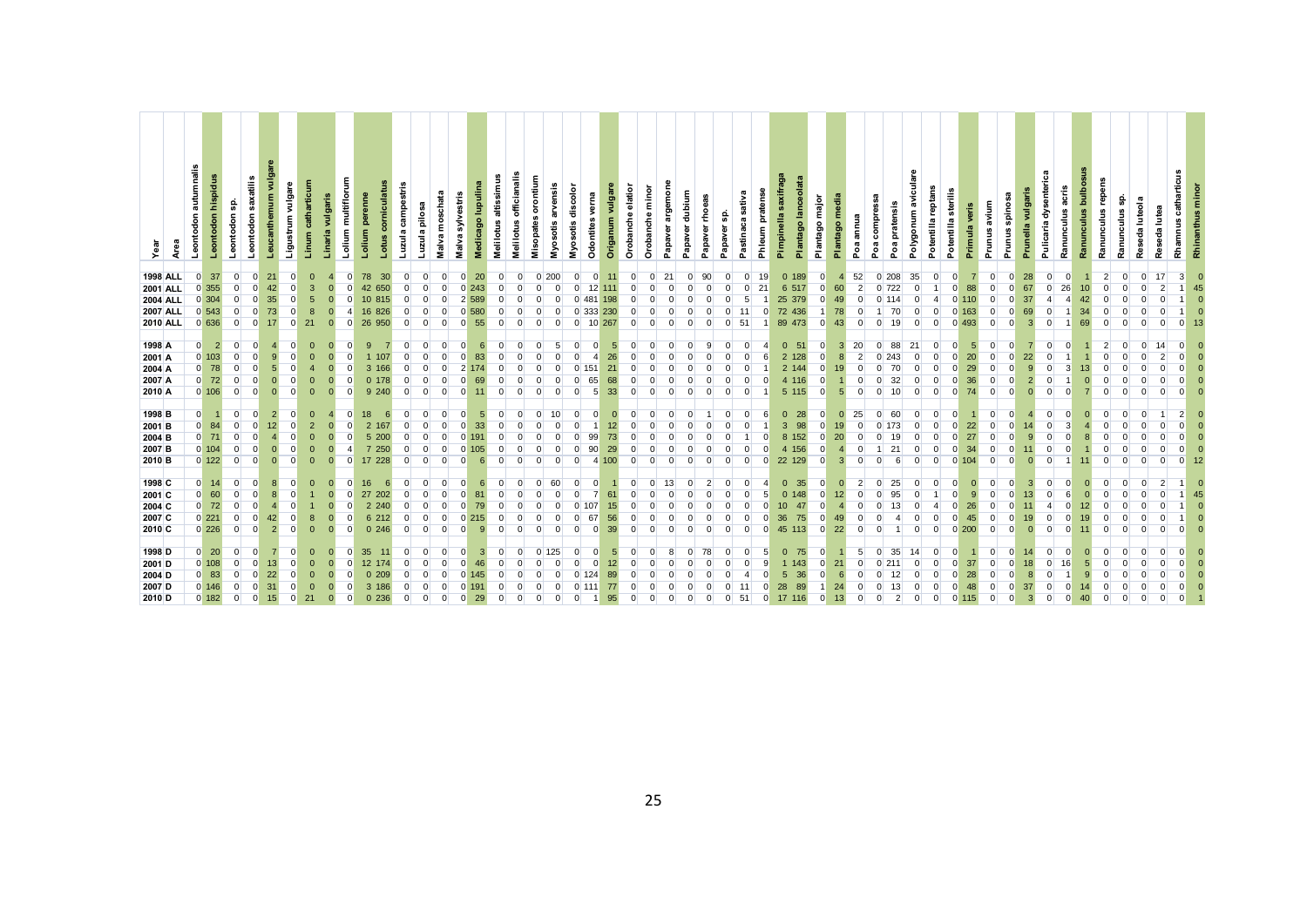| Year | Area | Leontodon autumnalis | Leontodon hispidus | Leontodon sp. | Leontodon saxatilis | Leucanthemum vulgare | Ligustrum vulgare | Linum catharticum | Linaria vulgaris | Lolium multiflorum | Lolium perenne | Lotus corniculatus | Luzula campestris | Luzula pilosa | Malva moschata | Malva sylvestris | Medicago lupulina | Melilotus altissimus | Melilotus officinalis | Misopates orontium | Myosotis arvensis | Myosotis discolor | Odontites verna | Origanum vulgare | Orobanche elatior | Orobanche minor | Papaver argemone | Papaver dubium | Papaver rhoeas | Papaver sp. | Pastinaca sativa | Phleum pratense | Pimpinella saxifraga | Plantago lanceolata | Plantago major | Plantago media | Poa annua | Poa compressa | Poa pratensis | Polygonum aviculare | Potentilla reptans | Potentilla sterilis | Primula veris | Prunus avium | Prunus spinosa | Prunella vulgaris | Pulicaria dysenterica | Ranunculus acris | Ranunculus bulbosus | Ranunculus repens | Ranunculus sp. | Reseda luteola | Reseda lutea | Rhamnus catharticus | Rhinanthus minor |
|---|---|---|---|---|---|---|---|---|---|---|---|---|---|---|---|---|---|---|---|---|---|---|---|---|---|---|---|---|---|---|---|---|---|---|---|---|---|---|---|---|---|---|---|---|---|---|---|---|---|---|---|---|---|---|---|
| 1998 | ALL | 0 | 37 | 0 | 0 | 21 | 0 | 0 | 4 | 0 | 78 | 30 | 0 | 0 | 0 | 0 | 20 | 0 | 0 | 0 | 200 | 0 | 0 | 11 | 0 | 0 | 21 | 0 | 90 | 0 | 0 | 19 | 0 | 189 | 0 | 4 | 52 | 0 | 208 | 35 | 0 | 0 | 7 | 0 | 0 | 28 | 0 | 0 | 1 | 2 | 0 | 0 | 17 | 3 | 0 |
| 2001 | ALL | 0 | 355 | 0 | 0 | 42 | 0 | 3 | 0 | 0 | 42 | 650 | 0 | 0 | 0 | 0 | 243 | 0 | 0 | 0 | 0 | 0 | 12 | 111 | 0 | 0 | 0 | 0 | 0 | 0 | 0 | 21 | 6 | 517 | 0 | 60 | 2 | 0 | 722 | 0 | 1 | 0 | 88 | 0 | 0 | 67 | 0 | 26 | 10 | 0 | 0 | 0 | 2 | 1 | 45 |
| 2004 | ALL | 0 | 304 | 0 | 0 | 35 | 0 | 5 | 0 | 0 | 10 | 815 | 0 | 0 | 0 | 2 | 589 | 0 | 0 | 0 | 0 | 0 | 481 | 198 | 0 | 0 | 0 | 0 | 0 | 0 | 5 | 1 | 25 | 379 | 0 | 49 | 0 | 0 | 114 | 0 | 4 | 0 | 110 | 0 | 0 | 37 | 4 | 4 | 42 | 0 | 0 | 0 | 0 | 1 | 0 |
| 2007 | ALL | 0 | 543 | 0 | 0 | 73 | 0 | 8 | 0 | 4 | 16 | 826 | 0 | 0 | 0 | 0 | 580 | 0 | 0 | 0 | 0 | 0 | 333 | 230 | 0 | 0 | 0 | 0 | 0 | 0 | 11 | 0 | 72 | 436 | 1 | 78 | 0 | 1 | 70 | 0 | 0 | 0 | 163 | 0 | 0 | 69 | 0 | 1 | 34 | 0 | 0 | 0 | 0 | 1 | 0 |
| 2010 | ALL | 0 | 636 | 0 | 0 | 17 | 0 | 21 | 0 | 0 | 26 | 950 | 0 | 0 | 0 | 0 | 55 | 0 | 0 | 0 | 0 | 0 | 10 | 267 | 0 | 0 | 0 | 0 | 0 | 0 | 51 | 1 | 89 | 473 | 0 | 43 | 0 | 0 | 19 | 0 | 0 | 0 | 493 | 0 | 0 | 3 | 0 | 1 | 69 | 0 | 0 | 0 | 0 | 0 | 13 |
| 1998 | A | 0 | 2 | 0 | 0 | 4 | 0 | 0 | 0 | 0 | 9 | 7 | 0 | 0 | 0 | 0 | 6 | 0 | 0 | 0 | 5 | 0 | 0 | 5 | 0 | 0 | 0 | 0 | 9 | 0 | 0 | 4 | 0 | 51 | 0 | 3 | 20 | 0 | 88 | 21 | 0 | 0 | 5 | 0 | 0 | 7 | 0 | 0 | 1 | 2 | 0 | 0 | 14 | 0 | 0 |
| 2001 | A | 0 | 103 | 0 | 0 | 9 | 0 | 0 | 0 | 0 | 1 | 107 | 0 | 0 | 0 | 0 | 83 | 0 | 0 | 0 | 0 | 0 | 4 | 26 | 0 | 0 | 0 | 0 | 0 | 0 | 0 | 6 | 2 | 128 | 0 | 8 | 2 | 0 | 243 | 0 | 0 | 0 | 20 | 0 | 0 | 22 | 0 | 1 | 1 | 0 | 0 | 0 | 2 | 0 | 0 |
| 2004 | A | 0 | 78 | 0 | 0 | 5 | 0 | 4 | 0 | 0 | 3 | 166 | 0 | 0 | 0 | 2 | 174 | 0 | 0 | 0 | 0 | 0 | 151 | 21 | 0 | 0 | 0 | 0 | 0 | 0 | 0 | 1 | 2 | 144 | 0 | 19 | 0 | 0 | 70 | 0 | 0 | 0 | 29 | 0 | 0 | 9 | 0 | 3 | 13 | 0 | 0 | 0 | 0 | 0 | 0 |
| 2007 | A | 0 | 72 | 0 | 0 | 0 | 0 | 0 | 0 | 0 | 0 | 178 | 0 | 0 | 0 | 0 | 69 | 0 | 0 | 0 | 0 | 0 | 65 | 68 | 0 | 0 | 0 | 0 | 0 | 0 | 0 | 0 | 4 | 116 | 0 | 1 | 0 | 0 | 32 | 0 | 0 | 0 | 36 | 0 | 0 | 2 | 0 | 1 | 0 | 0 | 0 | 0 | 0 | 0 | 0 |
| 2010 | A | 0 | 106 | 0 | 0 | 0 | 0 | 0 | 0 | 0 | 9 | 240 | 0 | 0 | 0 | 0 | 11 | 0 | 0 | 0 | 0 | 0 | 5 | 33 | 0 | 0 | 0 | 0 | 0 | 0 | 0 | 1 | 5 | 115 | 0 | 5 | 0 | 0 | 10 | 0 | 0 | 0 | 74 | 0 | 0 | 0 | 0 | 0 | 7 | 0 | 0 | 0 | 0 | 0 | 0 |
| 1998 | B | 0 | 1 | 0 | 0 | 2 | 0 | 0 | 4 | 0 | 18 | 6 | 0 | 0 | 0 | 0 | 5 | 0 | 0 | 0 | 10 | 0 | 0 | 0 | 0 | 0 | 0 | 0 | 1 | 0 | 0 | 6 | 0 | 28 | 0 | 0 | 25 | 0 | 60 | 0 | 0 | 0 | 1 | 0 | 0 | 4 | 0 | 0 | 0 | 0 | 0 | 0 | 1 | 2 | 0 |
| 2001 | B | 0 | 84 | 0 | 0 | 12 | 0 | 2 | 0 | 0 | 2 | 167 | 0 | 0 | 0 | 0 | 33 | 0 | 0 | 0 | 0 | 0 | 1 | 12 | 0 | 0 | 0 | 0 | 0 | 0 | 0 | 1 | 3 | 98 | 0 | 19 | 0 | 0 | 173 | 0 | 0 | 0 | 22 | 0 | 0 | 14 | 0 | 3 | 4 | 0 | 0 | 0 | 0 | 0 | 0 |
| 2004 | B | 0 | 71 | 0 | 0 | 4 | 0 | 0 | 0 | 0 | 5 | 200 | 0 | 0 | 0 | 0 | 191 | 0 | 0 | 0 | 0 | 0 | 99 | 73 | 0 | 0 | 0 | 0 | 0 | 0 | 1 | 0 | 8 | 152 | 0 | 20 | 0 | 0 | 19 | 0 | 0 | 0 | 27 | 0 | 0 | 9 | 0 | 0 | 8 | 0 | 0 | 0 | 0 | 0 | 0 |
| 2007 | B | 0 | 104 | 0 | 0 | 0 | 0 | 0 | 0 | 4 | 7 | 250 | 0 | 0 | 0 | 0 | 105 | 0 | 0 | 0 | 0 | 0 | 90 | 29 | 0 | 0 | 0 | 0 | 0 | 0 | 0 | 0 | 4 | 156 | 0 | 4 | 0 | 1 | 21 | 0 | 0 | 0 | 34 | 0 | 0 | 11 | 0 | 0 | 1 | 0 | 0 | 0 | 0 | 0 | 0 |
| 2010 | B | 0 | 122 | 0 | 0 | 0 | 0 | 0 | 0 | 0 | 17 | 228 | 0 | 0 | 0 | 0 | 6 | 0 | 0 | 0 | 0 | 0 | 4 | 100 | 0 | 0 | 0 | 0 | 0 | 0 | 0 | 0 | 22 | 129 | 0 | 3 | 0 | 0 | 6 | 0 | 0 | 0 | 104 | 0 | 0 | 0 | 0 | 1 | 11 | 0 | 0 | 0 | 0 | 0 | 12 |
| 1998 | C | 0 | 14 | 0 | 0 | 8 | 0 | 0 | 0 | 0 | 16 | 6 | 0 | 0 | 0 | 0 | 6 | 0 | 0 | 0 | 60 | 0 | 0 | 1 | 0 | 0 | 13 | 0 | 2 | 0 | 0 | 4 | 0 | 35 | 0 | 0 | 2 | 0 | 25 | 0 | 0 | 0 | 0 | 0 | 0 | 3 | 0 | 0 | 0 | 0 | 0 | 0 | 2 | 1 | 0 |
| 2001 | C | 0 | 60 | 0 | 0 | 8 | 0 | 1 | 0 | 0 | 27 | 202 | 0 | 0 | 0 | 0 | 81 | 0 | 0 | 0 | 0 | 0 | 7 | 61 | 0 | 0 | 0 | 0 | 0 | 0 | 0 | 5 | 0 | 148 | 0 | 12 | 0 | 0 | 95 | 0 | 1 | 0 | 9 | 0 | 0 | 13 | 0 | 6 | 0 | 0 | 0 | 0 | 0 | 1 | 45 |
| 2004 | C | 0 | 72 | 0 | 0 | 4 | 0 | 1 | 0 | 0 | 2 | 240 | 0 | 0 | 0 | 0 | 79 | 0 | 0 | 0 | 0 | 0 | 107 | 15 | 0 | 0 | 0 | 0 | 0 | 0 | 0 | 0 | 10 | 47 | 0 | 4 | 0 | 0 | 13 | 0 | 4 | 0 | 26 | 0 | 0 | 11 | 4 | 0 | 12 | 0 | 0 | 0 | 0 | 1 | 0 |
| 2007 | C | 0 | 221 | 0 | 0 | 42 | 0 | 8 | 0 | 0 | 6 | 212 | 0 | 0 | 0 | 0 | 215 | 0 | 0 | 0 | 0 | 0 | 67 | 56 | 0 | 0 | 0 | 0 | 0 | 0 | 0 | 0 | 36 | 75 | 0 | 49 | 0 | 0 | 4 | 0 | 0 | 0 | 45 | 0 | 0 | 19 | 0 | 0 | 19 | 0 | 0 | 0 | 0 | 1 | 0 |
| 2010 | C | 0 | 226 | 0 | 0 | 2 | 0 | 0 | 0 | 0 | 0 | 246 | 0 | 0 | 0 | 0 | 9 | 0 | 0 | 0 | 0 | 0 | 0 | 39 | 0 | 0 | 0 | 0 | 0 | 0 | 0 | 0 | 45 | 113 | 0 | 22 | 0 | 0 | 1 | 0 | 0 | 0 | 200 | 0 | 0 | 0 | 0 | 0 | 11 | 0 | 0 | 0 | 0 | 0 | 0 |
| 1998 | D | 0 | 20 | 0 | 0 | 7 | 0 | 0 | 0 | 0 | 35 | 11 | 0 | 0 | 0 | 0 | 3 | 0 | 0 | 0 | 125 | 0 | 0 | 5 | 0 | 0 | 8 | 0 | 78 | 0 | 0 | 5 | 0 | 75 | 0 | 1 | 5 | 0 | 35 | 14 | 0 | 0 | 1 | 0 | 0 | 14 | 0 | 0 | 0 | 0 | 0 | 0 | 0 | 0 | 0 |
| 2001 | D | 0 | 108 | 0 | 0 | 13 | 0 | 0 | 0 | 0 | 12 | 174 | 0 | 0 | 0 | 0 | 46 | 0 | 0 | 0 | 0 | 0 | 0 | 12 | 0 | 0 | 0 | 0 | 0 | 0 | 0 | 9 | 1 | 143 | 0 | 21 | 0 | 0 | 211 | 0 | 0 | 0 | 37 | 0 | 0 | 18 | 0 | 16 | 5 | 0 | 0 | 0 | 0 | 0 | 0 |
| 2004 | D | 0 | 83 | 0 | 0 | 22 | 0 | 0 | 0 | 0 | 0 | 209 | 0 | 0 | 0 | 0 | 145 | 0 | 0 | 0 | 0 | 0 | 124 | 89 | 0 | 0 | 0 | 0 | 0 | 0 | 4 | 0 | 5 | 36 | 0 | 6 | 0 | 0 | 12 | 0 | 0 | 0 | 28 | 0 | 0 | 8 | 0 | 1 | 9 | 0 | 0 | 0 | 0 | 0 | 0 |
| 2007 | D | 0 | 146 | 0 | 0 | 31 | 0 | 0 | 0 | 0 | 3 | 186 | 0 | 0 | 0 | 0 | 191 | 0 | 0 | 0 | 0 | 0 | 111 | 77 | 0 | 0 | 0 | 0 | 0 | 0 | 11 | 0 | 28 | 89 | 1 | 24 | 0 | 0 | 13 | 0 | 0 | 0 | 48 | 0 | 0 | 37 | 0 | 0 | 14 | 0 | 0 | 0 | 0 | 0 | 0 |
| 2010 | D | 0 | 182 | 0 | 0 | 15 | 0 | 21 | 0 | 0 | 0 | 236 | 0 | 0 | 0 | 0 | 29 | 0 | 0 | 0 | 0 | 0 | 1 | 95 | 0 | 0 | 0 | 0 | 0 | 0 | 51 | 0 | 17 | 116 | 0 | 13 | 0 | 0 | 2 | 0 | 0 | 0 | 115 | 0 | 0 | 3 | 0 | 0 | 40 | 0 | 0 | 0 | 0 | 0 | 1 |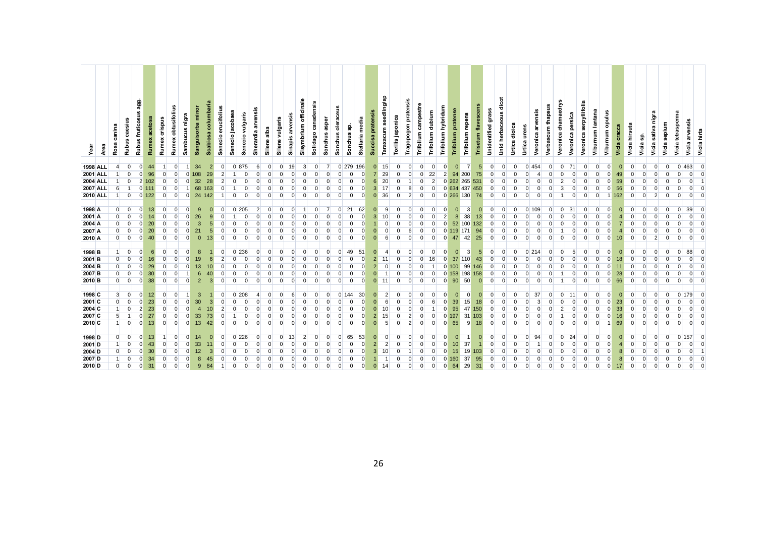| Year | Area | Rosa canina | Rubus caesius | Rubus fruticosus agg. | Rumex acetosa | Rumex crispus | Rumex obtusifolius | Sambucus nigra | Sanguisorba minor | Scabiosa columbaria | Senecio erucifolius | Senecio jacobaea | Senecio vulgaris | Sherardia arvensis | Silene alba | Silene vulgaris | Sinapis arvensis | Sisymbrium officinale | Solidago canadensis | Sonchus asper | Sonchus oleraceus | Sonchus sp. | Stellaria media | Succisa pratensis | Taraxacum seedling/sp | Torilis japonica | Tragopogon pratensis | Trifolium campestre | Trifolium dubium | Trifolium hybridum | Trifolium pratense | Trifolium repens | Trisetum flavescens | Unidentified grass | Unid herbaceous dicot | Urtica dioica | Urtica urens | Veronica arvensis | Verbascum thapsus | Veronica chamaedrys | Veronica persica | Veronica serpyllifolia | Viburnum lantana | Viburnum opulus | Vicia cracca | Vicia hirsuta | Vicia sp. | Vicia sativa nigra | Vicia sepium | Vicia tetrasperma | Viola arvensis | Viola hirta |
|---|---|---|---|---|---|---|---|---|---|---|---|---|---|---|---|---|---|---|---|---|---|---|---|---|---|---|---|---|---|---|---|---|---|---|---|---|---|---|---|---|---|---|---|---|---|---|---|---|---|---|---|---|
| 1998 | ALL | 4 | 0 | 0 | 44 | 1 | 0 | 1 | 34 | 2 | 0 | 0 | 875 | 6 | 0 | 0 | 19 | 3 | 0 | 7 | 0 | 279 | 196 | 0 | 15 | 0 | 0 | 0 | 0 | 0 | 0 | 7 | 5 | 0 | 0 | 0 | 0 | 454 | 0 | 0 | 71 | 0 | 0 | 0 | 0 | 0 | 0 | 0 | 0 | 0 | 463 | 0 |
| 2001 | ALL | 1 | 0 | 0 | 96 | 0 | 0 | 0 | 108 | 29 | 2 | 1 | 0 | 0 | 0 | 0 | 0 | 0 | 0 | 0 | 0 | 0 | 0 | 7 | 29 | 0 | 0 | 0 | 22 | 2 | 94 | 200 | 75 | 0 | 0 | 0 | 0 | 4 | 0 | 0 | 0 | 0 | 0 | 0 | 49 | 0 | 0 | 0 | 0 | 0 | 0 | 0 |
| 2004 | ALL | 1 | 0 | 2 | 102 | 0 | 0 | 0 | 32 | 28 | 2 | 0 | 0 | 0 | 0 | 0 | 0 | 0 | 0 | 0 | 0 | 0 | 0 | 6 | 20 | 0 | 1 | 0 | 2 | 0 | 262 | 265 | 531 | 0 | 0 | 0 | 0 | 0 | 0 | 2 | 0 | 0 | 0 | 0 | 59 | 0 | 0 | 0 | 0 | 0 | 0 | 1 |
| 2007 | ALL | 6 | 1 | 0 | 111 | 0 | 0 | 1 | 68 | 163 | 0 | 1 | 0 | 0 | 0 | 0 | 0 | 0 | 0 | 0 | 0 | 0 | 0 | 3 | 17 | 0 | 8 | 0 | 0 | 0 | 634 | 437 | 450 | 0 | 0 | 0 | 0 | 0 | 0 | 3 | 0 | 0 | 0 | 0 | 56 | 0 | 0 | 0 | 0 | 0 | 0 | 0 |
| 2010 | ALL | 1 | 0 | 0 | 122 | 0 | 0 | 0 | 24 | 142 | 1 | 0 | 0 | 0 | 0 | 0 | 0 | 0 | 0 | 0 | 0 | 0 | 0 | 0 | 36 | 0 | 2 | 0 | 0 | 0 | 266 | 130 | 74 | 0 | 0 | 0 | 0 | 0 | 0 | 1 | 0 | 0 | 0 | 1 | 162 | 0 | 0 | 2 | 0 | 0 | 0 | 0 |
| 1998 | A | 0 | 0 | 0 | 13 | 0 | 0 | 0 | 9 | 0 | 0 | 0 | 205 | 2 | 0 | 0 | 0 | 1 | 0 | 7 | 0 | 21 | 62 | 0 | 9 | 0 | 0 | 0 | 0 | 0 | 0 | 3 | 0 | 0 | 0 | 0 | 0 | 109 | 0 | 0 | 31 | 0 | 0 | 0 | 0 | 0 | 0 | 0 | 0 | 0 | 39 | 0 |
| 2001 | A | 0 | 0 | 0 | 14 | 0 | 0 | 0 | 26 | 9 | 0 | 1 | 0 | 0 | 0 | 0 | 0 | 0 | 0 | 0 | 0 | 0 | 0 | 3 | 10 | 0 | 0 | 0 | 0 | 2 | 8 | 38 | 13 | 0 | 0 | 0 | 0 | 0 | 0 | 0 | 0 | 0 | 0 | 0 | 4 | 0 | 0 | 0 | 0 | 0 | 0 | 0 |
| 2004 | A | 0 | 0 | 0 | 20 | 0 | 0 | 0 | 3 | 5 | 0 | 0 | 0 | 0 | 0 | 0 | 0 | 0 | 0 | 0 | 0 | 0 | 0 | 1 | 0 | 0 | 0 | 0 | 0 | 0 | 52 | 100 | 132 | 0 | 0 | 0 | 0 | 0 | 0 | 0 | 0 | 0 | 0 | 0 | 7 | 0 | 0 | 0 | 0 | 0 | 0 | 0 |
| 2007 | A | 0 | 0 | 0 | 20 | 0 | 0 | 0 | 21 | 5 | 0 | 0 | 0 | 0 | 0 | 0 | 0 | 0 | 0 | 0 | 0 | 0 | 0 | 0 | 0 | 0 | 6 | 0 | 0 | 0 | 119 | 171 | 94 | 0 | 0 | 0 | 0 | 0 | 0 | 1 | 0 | 0 | 0 | 0 | 4 | 0 | 0 | 0 | 0 | 0 | 0 | 0 |
| 2010 | A | 0 | 0 | 0 | 40 | 0 | 0 | 0 | 0 | 13 | 0 | 0 | 0 | 0 | 0 | 0 | 0 | 0 | 0 | 0 | 0 | 0 | 0 | 0 | 6 | 0 | 0 | 0 | 0 | 0 | 47 | 42 | 25 | 0 | 0 | 0 | 0 | 0 | 0 | 0 | 0 | 0 | 0 | 0 | 10 | 0 | 0 | 2 | 0 | 0 | 0 | 0 |
| 1998 | B | 1 | 0 | 0 | 6 | 0 | 0 | 0 | 8 | 1 | 0 | 0 | 236 | 0 | 0 | 0 | 0 | 0 | 0 | 0 | 0 | 49 | 51 | 0 | 4 | 0 | 0 | 0 | 0 | 0 | 0 | 3 | 5 | 0 | 0 | 0 | 0 | 214 | 0 | 0 | 5 | 0 | 0 | 0 | 0 | 0 | 0 | 0 | 0 | 0 | 88 | 0 |
| 2001 | B | 0 | 0 | 0 | 16 | 0 | 0 | 0 | 19 | 6 | 2 | 0 | 0 | 0 | 0 | 0 | 0 | 0 | 0 | 0 | 0 | 0 | 0 | 2 | 11 | 0 | 0 | 0 | 16 | 0 | 37 | 110 | 43 | 0 | 0 | 0 | 0 | 0 | 0 | 0 | 0 | 0 | 0 | 0 | 18 | 0 | 0 | 0 | 0 | 0 | 0 | 0 |
| 2004 | B | 0 | 0 | 0 | 29 | 0 | 0 | 0 | 13 | 10 | 0 | 0 | 0 | 0 | 0 | 0 | 0 | 0 | 0 | 0 | 0 | 0 | 0 | 2 | 0 | 0 | 0 | 0 | 1 | 0 | 100 | 99 | 146 | 0 | 0 | 0 | 0 | 0 | 0 | 0 | 0 | 0 | 0 | 0 | 11 | 0 | 0 | 0 | 0 | 0 | 0 | 0 |
| 2007 | B | 0 | 0 | 0 | 30 | 0 | 0 | 1 | 6 | 40 | 0 | 0 | 0 | 0 | 0 | 0 | 0 | 0 | 0 | 0 | 0 | 0 | 0 | 0 | 1 | 0 | 0 | 0 | 0 | 0 | 158 | 198 | 158 | 0 | 0 | 0 | 0 | 0 | 0 | 1 | 0 | 0 | 0 | 0 | 28 | 0 | 0 | 0 | 0 | 0 | 0 | 0 |
| 2010 | B | 0 | 0 | 0 | 38 | 0 | 0 | 0 | 2 | 3 | 0 | 0 | 0 | 0 | 0 | 0 | 0 | 0 | 0 | 0 | 0 | 0 | 0 | 0 | 11 | 0 | 0 | 0 | 0 | 0 | 90 | 50 | 0 | 0 | 0 | 0 | 0 | 0 | 0 | 1 | 0 | 0 | 0 | 0 | 66 | 0 | 0 | 0 | 0 | 0 | 0 | 0 |
| 1998 | C | 3 | 0 | 0 | 12 | 0 | 0 | 1 | 3 | 1 | 0 | 0 | 208 | 4 | 0 | 0 | 6 | 0 | 0 | 0 | 0 | 144 | 30 | 0 | 2 | 0 | 0 | 0 | 0 | 0 | 0 | 0 | 0 | 0 | 0 | 0 | 0 | 37 | 0 | 0 | 11 | 0 | 0 | 0 | 0 | 0 | 0 | 0 | 0 | 0 | 179 | 0 |
| 2001 | C | 0 | 0 | 0 | 23 | 0 | 0 | 0 | 30 | 3 | 0 | 0 | 0 | 0 | 0 | 0 | 0 | 0 | 0 | 0 | 0 | 0 | 0 | 0 | 6 | 0 | 0 | 0 | 6 | 0 | 39 | 15 | 18 | 0 | 0 | 0 | 0 | 3 | 0 | 0 | 0 | 0 | 0 | 0 | 23 | 0 | 0 | 0 | 0 | 0 | 0 | 0 |
| 2004 | C | 1 | 0 | 2 | 23 | 0 | 0 | 0 | 4 | 10 | 2 | 0 | 0 | 0 | 0 | 0 | 0 | 0 | 0 | 0 | 0 | 0 | 0 | 0 | 10 | 0 | 0 | 0 | 1 | 0 | 95 | 47 | 150 | 0 | 0 | 0 | 0 | 0 | 0 | 2 | 0 | 0 | 0 | 0 | 33 | 0 | 0 | 0 | 0 | 0 | 0 | 0 |
| 2007 | C | 5 | 1 | 0 | 27 | 0 | 0 | 0 | 33 | 73 | 0 | 1 | 0 | 0 | 0 | 0 | 0 | 0 | 0 | 0 | 0 | 0 | 0 | 2 | 15 | 0 | 2 | 0 | 0 | 0 | 197 | 31 | 103 | 0 | 0 | 0 | 0 | 0 | 0 | 1 | 0 | 0 | 0 | 0 | 16 | 0 | 0 | 0 | 0 | 0 | 0 | 0 |
| 2010 | C | 1 | 0 | 0 | 13 | 0 | 0 | 0 | 13 | 42 | 0 | 0 | 0 | 0 | 0 | 0 | 0 | 0 | 0 | 0 | 0 | 0 | 0 | 0 | 5 | 0 | 2 | 0 | 0 | 0 | 65 | 9 | 18 | 0 | 0 | 0 | 0 | 0 | 0 | 0 | 0 | 0 | 0 | 1 | 69 | 0 | 0 | 0 | 0 | 0 | 0 | 0 |
| 1998 | D | 0 | 0 | 0 | 13 | 1 | 0 | 0 | 14 | 0 | 0 | 0 | 226 | 0 | 0 | 0 | 13 | 2 | 0 | 0 | 0 | 65 | 53 | 0 | 0 | 0 | 0 | 0 | 0 | 0 | 0 | 1 | 0 | 0 | 0 | 0 | 0 | 94 | 0 | 0 | 24 | 0 | 0 | 0 | 0 | 0 | 0 | 0 | 0 | 0 | 157 | 0 |
| 2001 | D | 1 | 0 | 0 | 43 | 0 | 0 | 0 | 33 | 11 | 0 | 0 | 0 | 0 | 0 | 0 | 0 | 0 | 0 | 0 | 0 | 0 | 0 | 2 | 2 | 0 | 0 | 0 | 0 | 0 | 10 | 37 | 1 | 0 | 0 | 0 | 0 | 1 | 0 | 0 | 0 | 0 | 0 | 0 | 4 | 0 | 0 | 0 | 0 | 0 | 0 | 0 |
| 2004 | D | 0 | 0 | 0 | 30 | 0 | 0 | 0 | 12 | 3 | 0 | 0 | 0 | 0 | 0 | 0 | 0 | 0 | 0 | 0 | 0 | 0 | 0 | 3 | 10 | 0 | 1 | 0 | 0 | 0 | 15 | 19 | 103 | 0 | 0 | 0 | 0 | 0 | 0 | 0 | 0 | 0 | 0 | 0 | 8 | 0 | 0 | 0 | 0 | 0 | 0 | 1 |
| 2007 | D | 1 | 0 | 0 | 34 | 0 | 0 | 0 | 8 | 45 | 0 | 0 | 0 | 0 | 0 | 0 | 0 | 0 | 0 | 0 | 0 | 0 | 0 | 1 | 1 | 0 | 0 | 0 | 0 | 0 | 160 | 37 | 95 | 0 | 0 | 0 | 0 | 0 | 0 | 0 | 0 | 0 | 0 | 0 | 8 | 0 | 0 | 0 | 0 | 0 | 0 | 0 |
| 2010 | D | 0 | 0 | 0 | 31 | 0 | 0 | 0 | 9 | 84 | 1 | 0 | 0 | 0 | 0 | 0 | 0 | 0 | 0 | 0 | 0 | 0 | 0 | 0 | 14 | 0 | 0 | 0 | 0 | 0 | 64 | 29 | 31 | 0 | 0 | 0 | 0 | 0 | 0 | 0 | 0 | 0 | 0 | 0 | 17 | 0 | 0 | 0 | 0 | 0 | 0 | 0 |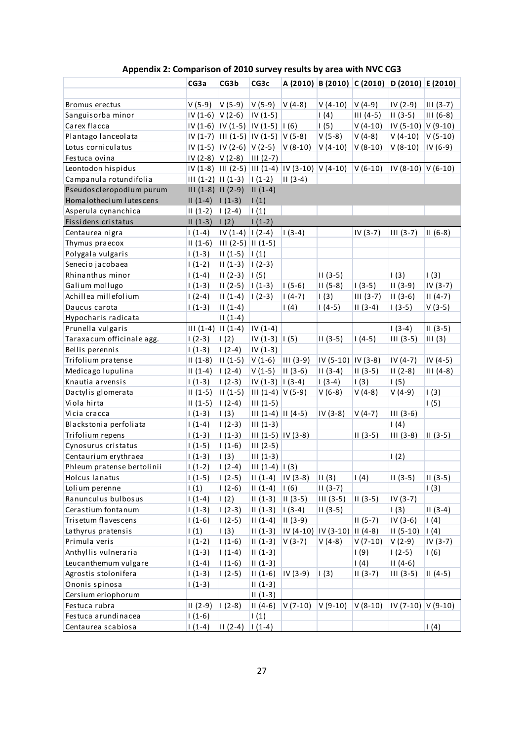# Appendix 2: Comparison of 2010 survey results by area with NVC CG3

| | CG3a | CG3b | CG3c | A (2010) | B (2010) | C (2010) | D (2010) | E (2010) |
|---|---|---|---|---|---|---|---|---|
| | | | | | | | | |
| Bromus erectus | V (5-9) | V (5-9) | V (5-9) | V (4-8) | V (4-10) | V (4-9) | IV (2-9) | III (3-7) |
| Sanguisorba minor | IV (1-6) | V (2-6) | IV (1-5) | | I (4) | III (4-5) | II (3-5) | III (6-8) |
| Carex flacca | IV (1-6) | IV (1-5) | IV (1-5) | I (6) | I (5) | V (4-10) | IV (5-10) | V (9-10) |
| Plantago lanceolata | IV (1-7) | III (1-5) | IV (1-5) | V (5-8) | V (5-8) | V (4-8) | V (4-10) | V (5-10) |
| Lotus corniculatus | IV (1-5) | IV (2-6) | V (2-5) | V (8-10) | V (4-10) | V (8-10) | V (8-10) | IV (6-9) |
| Festuca ovina | IV (2-8) | V (2-8) | III (2-7) | | | | | |
| Leontodon hispidus | IV (1-8) | III (2-5) | III (1-4) | IV (3-10) | V (4-10) | V (6-10) | IV (8-10) | V (6-10) |
| Campanula rotundifolia | III (1-2) | II (1-3) | I (1-2) | II (3-4) | | | | |
| Pseudoscleropodium purum | III (1-8) | II (2-9) | II (1-4) | | | | | |
| Homalothecium lutescens | II (1-4) | I (1-3) | I (1) | | | | | |
| Asperula cynanchica | II (1-2) | I (2-4) | I (1) | | | | | |
| Fissidens cristatus | II (1-3) | I (2) | I (1-2) | | | | | |
| Centaurea nigra | I (1-4) | IV (1-4) | I (2-4) | I (3-4) | | IV (3-7) | III (3-7) | II (6-8) |
| Thymus praecox | II (1-6) | III (2-5) | II (1-5) | | | | | |
| Polygala vulgaris | I (1-3) | II (1-5) | I (1) | | | | | |
| Senecio jacobaea | I (1-2) | II (1-3) | I (2-3) | | | | | |
| Rhinanthus minor | I (1-4) | II (2-3) | I (5) | | II (3-5) | | I (3) | I (3) |
| Galium mollugo | I (1-3) | II (2-5) | I (1-3) | I (5-6) | II (5-8) | I (3-5) | II (3-9) | IV (3-7) |
| Achillea millefolium | I (2-4) | II (1-4) | I (2-3) | I (4-7) | I (3) | III (3-7) | II (3-6) | II (4-7) |
| Daucus carota | I (1-3) | II (1-4) | | I (4) | I (4-5) | II (3-4) | I (3-5) | V (3-5) |
| Hypocharis radicata | | II (1-4) | | | | | | |
| Prunella vulgaris | III (1-4) | II (1-4) | IV (1-4) | | | | I (3-4) | II (3-5) |
| Taraxacum officinale agg. | I (2-3) | I (2) | IV (1-3) | I (5) | II (3-5) | I (4-5) | III (3-5) | III (3) |
| Bellis perennis | I (1-3) | I (2-4) | IV (1-3) | | | | | |
| Trifolium pratense | II (1-8) | II (1-5) | V (1-6) | III (3-9) | IV (5-10) | IV (3-8) | IV (4-7) | IV (4-5) |
| Medicago lupulina | II (1-4) | I (2-4) | V (1-5) | II (3-6) | II (3-4) | II (3-5) | II (2-8) | III (4-8) |
| Knautia arvensis | I (1-3) | I (2-3) | IV (1-3) | I (3-4) | I (3-4) | I (3) | I (5) | |
| Dactylis glomerata | II (1-5) | II (1-5) | III (1-4) | V (5-9) | V (6-8) | V (4-8) | V (4-9) | I (3) |
| Viola hirta | II (1-5) | I (2-4) | III (1-5) | | | | | I (5) |
| Vicia cracca | I (1-3) | I (3) | III (1-4) | II (4-5) | IV (3-8) | V (4-7) | III (3-6) | |
| Blackstonia perfoliata | I (1-4) | I (2-3) | III (1-3) | | | | I (4) | |
| Trifolium repens | I (1-3) | I (1-3) | III (1-5) | IV (3-8) | | II (3-5) | III (3-8) | II (3-5) |
| Cynosurus cristatus | I (1-5) | I (1-6) | III (2-5) | | | | | |
| Centaurium erythraea | I (1-3) | I (3) | III (1-3) | | | | I (2) | |
| Phleum pratense bertolinii | I (1-2) | I (2-4) | III (1-4) | I (3) | | | | |
| Holcus lanatus | I (1-5) | I (2-5) | II (1-4) | IV (3-8) | II (3) | I (4) | II (3-5) | II (3-5) |
| Lolium perenne | I (1) | I (2-6) | II (1-4) | I (6) | II (3-7) | | | I (3) |
| Ranunculus bulbosus | I (1-4) | I (2) | II (1-3) | II (3-5) | III (3-5) | II (3-5) | IV (3-7) | |
| Cerastium fontanum | I (1-3) | I (2-3) | II (1-3) | I (3-4) | II (3-5) | | I (3) | II (3-4) |
| Trisetum flavescens | I (1-6) | I (2-5) | II (1-4) | II (3-9) | | II (5-7) | IV (3-6) | I (4) |
| Lathyrus pratensis | I (1) | I (3) | II (1-3) | IV (4-10) | IV (3-10) | II (4-8) | II (5-10) | I (4) |
| Primula veris | I (1-2) | I (1-6) | II (1-3) | V (3-7) | V (4-8) | V (7-10) | V (2-9) | IV (3-7) |
| Anthyllis vulneraria | I (1-3) | I (1-4) | II (1-3) | | | I (9) | I (2-5) | I (6) |
| Leucanthemum vulgare | I (1-4) | I (1-6) | II (1-3) | | | I (4) | II (4-6) | |
| Agrostis stolonifera | I (1-3) | I (2-5) | II (1-6) | IV (3-9) | I (3) | II (3-7) | III (3-5) | II (4-5) |
| Ononis spinosa | I (1-3) | | II (1-3) | | | | | |
| Cersium eriophorum | | | II (1-3) | | | | | |
| Festuca rubra | II (2-9) | I (2-8) | II (4-6) | V (7-10) | V (9-10) | V (8-10) | IV (7-10) | V (9-10) |
| Festuca arundinacea | I (1-6) | | I (1) | | | | | |
| Centaurea scabiosa | I (1-4) | II (2-4) | I (1-4) | | | | | I (4) |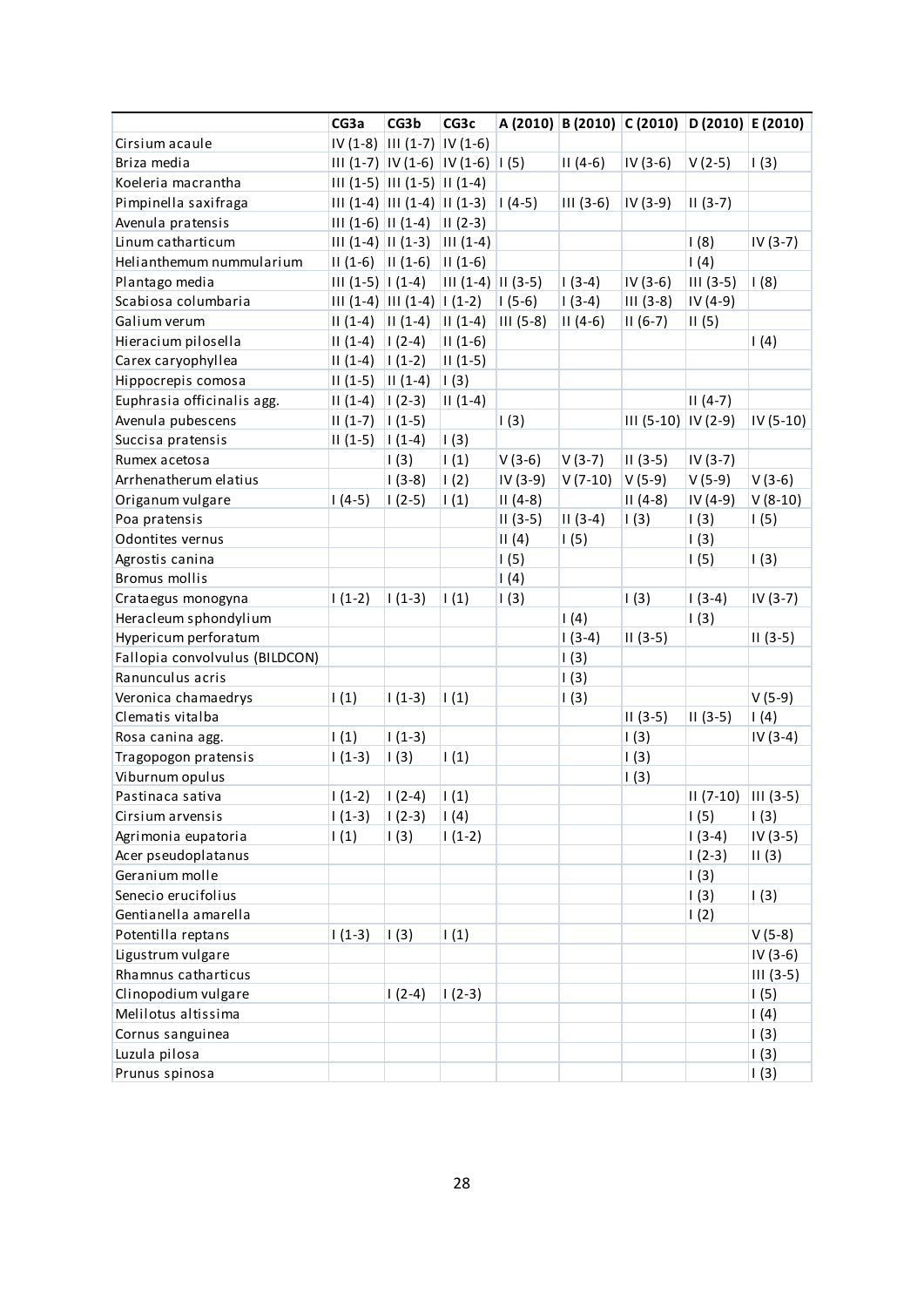| | CG3a | CG3b | CG3c | A (2010) | B (2010) | C (2010) | D (2010) | E (2010) |
|---|---|---|---|---|---|---|---|---|
| Cirsium acaule | IV (1-8) | III (1-7) | IV (1-6) | | | | | |
| Briza media | III (1-7) | IV (1-6) | IV (1-6) | I (5) | II (4-6) | IV (3-6) | V (2-5) | I (3) |
| Koeleria macrantha | III (1-5) | III (1-5) | II (1-4) | | | | | |
| Pimpinella saxifraga | III (1-4) | III (1-4) | II (1-3) | I (4-5) | III (3-6) | IV (3-9) | II (3-7) | |
| Avenula pratensis | III (1-6) | II (1-4) | II (2-3) | | | | | |
| Linum catharticum | III (1-4) | II (1-3) | III (1-4) | | | | I (8) | IV (3-7) |
| Helianthemum nummularium | II (1-6) | II (1-6) | II (1-6) | | | | I (4) | |
| Plantago media | III (1-5) | I (1-4) | III (1-4) | II (3-5) | I (3-4) | IV (3-6) | III (3-5) | I (8) |
| Scabiosa columbaria | III (1-4) | III (1-4) | I (1-2) | I (5-6) | I (3-4) | III (3-8) | IV (4-9) | |
| Galium verum | II (1-4) | II (1-4) | II (1-4) | III (5-8) | II (4-6) | II (6-7) | II (5) | |
| Hieracium pilosella | II (1-4) | I (2-4) | II (1-6) | | | | | I (4) |
| Carex caryophyllea | II (1-4) | I (1-2) | II (1-5) | | | | | |
| Hippocrepis comosa | II (1-5) | II (1-4) | I (3) | | | | | |
| Euphrasia officinalis agg. | II (1-4) | I (2-3) | II (1-4) | | | | II (4-7) | |
| Avenula pubescens | II (1-7) | I (1-5) | | I (3) | | III (5-10) | IV (2-9) | IV (5-10) |
| Succisa pratensis | II (1-5) | I (1-4) | I (3) | | | | | |
| Rumex acetosa | | I (3) | I (1) | V (3-6) | V (3-7) | II (3-5) | IV (3-7) | |
| Arrhenatherum elatius | | I (3-8) | I (2) | IV (3-9) | V (7-10) | V (5-9) | V (5-9) | V (3-6) |
| Origanum vulgare | I (4-5) | I (2-5) | I (1) | II (4-8) | | II (4-8) | IV (4-9) | V (8-10) |
| Poa pratensis | | | | II (3-5) | II (3-4) | I (3) | I (3) | I (5) |
| Odontites vernus | | | | II (4) | I (5) | | I (3) | |
| Agrostis canina | | | | I (5) | | | I (5) | I (3) |
| Bromus mollis | | | | I (4) | | | | |
| Crataegus monogyna | I (1-2) | I (1-3) | I (1) | I (3) | | I (3) | I (3-4) | IV (3-7) |
| Heracleum sphondylium | | | | | I (4) | | I (3) | |
| Hypericum perforatum | | | | | I (3-4) | II (3-5) | | II (3-5) |
| Fallopia convolvulus (BILDCON) | | | | | I (3) | | | |
| Ranunculus acris | | | | | I (3) | | | |
| Veronica chamaedrys | I (1) | I (1-3) | I (1) | | I (3) | | | V (5-9) |
| Clematis vitalba | | | | | | II (3-5) | II (3-5) | I (4) |
| Rosa canina agg. | I (1) | I (1-3) | | | | I (3) | | IV (3-4) |
| Tragopogon pratensis | I (1-3) | I (3) | I (1) | | | I (3) | | |
| Viburnum opulus | | | | | | I (3) | | |
| Pastinaca sativa | I (1-2) | I (2-4) | I (1) | | | | II (7-10) | III (3-5) |
| Cirsium arvensis | I (1-3) | I (2-3) | I (4) | | | | I (5) | I (3) |
| Agrimonia eupatoria | I (1) | I (3) | I (1-2) | | | | I (3-4) | IV (3-5) |
| Acer pseudoplatanus | | | | | | | I (2-3) | II (3) |
| Geranium molle | | | | | | | I (3) | |
| Senecio erucifolius | | | | | | | I (3) | I (3) |
| Gentianella amarella | | | | | | | I (2) | |
| Potentilla reptans | I (1-3) | I (3) | I (1) | | | | | V (5-8) |
| Ligustrum vulgare | | | | | | | | IV (3-6) |
| Rhamnus catharticus | | | | | | | | III (3-5) |
| Clinopodium vulgare | | I (2-4) | I (2-3) | | | | | I (5) |
| Melilotus altissima | | | | | | | | I (4) |
| Cornus sanguinea | | | | | | | | I (3) |
| Luzula pilosa | | | | | | | | I (3) |
| Prunus spinosa | | | | | | | | I (3) |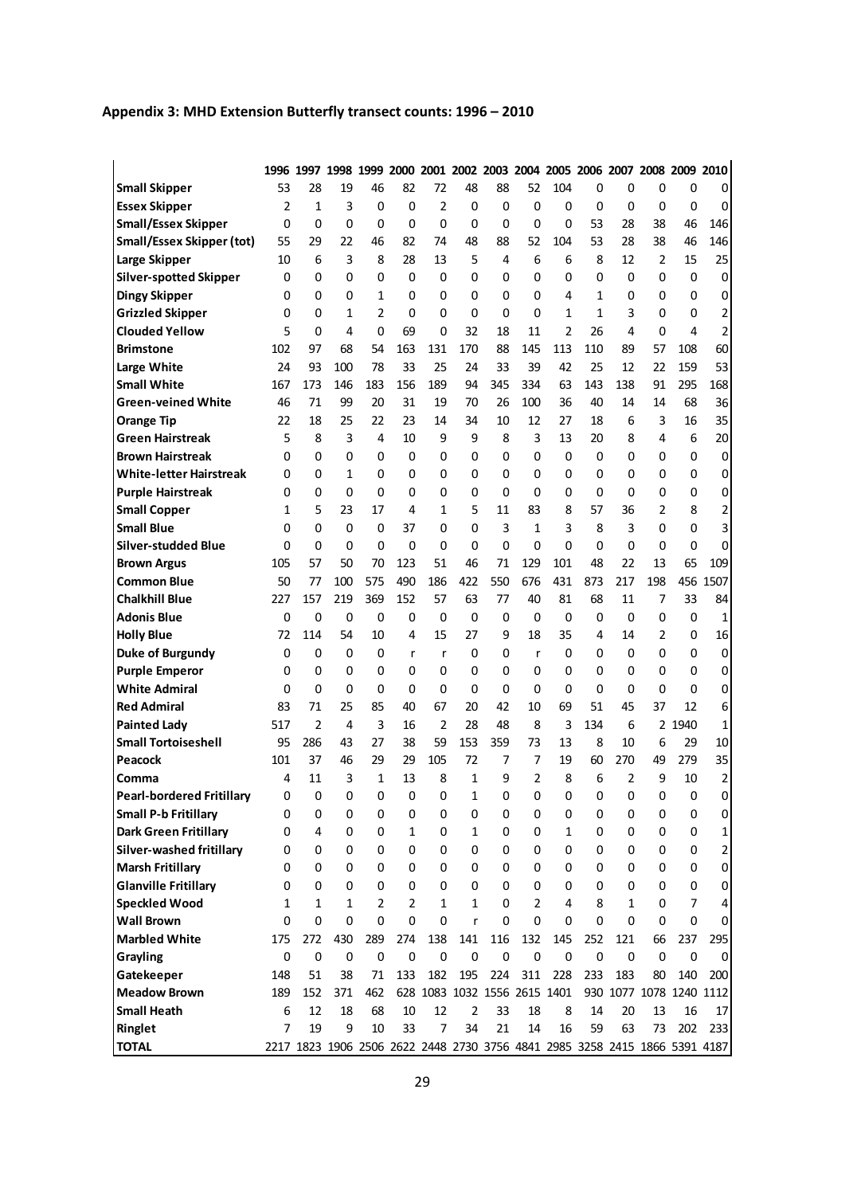## Appendix 3: MHD Extension Butterfly transect counts: 1996 – 2010

| | 1996 | 1997 | 1998 | 1999 | 2000 | 2001 | 2002 | 2003 | 2004 | 2005 | 2006 | 2007 | 2008 | 2009 | 2010 |
|---|---|---|---|---|---|---|---|---|---|---|---|---|---|---|---|
| **Small Skipper** | 53 | 28 | 19 | 46 | 82 | 72 | 48 | 88 | 52 | 104 | 0 | 0 | 0 | 0 | 0 |
| **Essex Skipper** | 2 | 1 | 3 | 0 | 0 | 2 | 0 | 0 | 0 | 0 | 0 | 0 | 0 | 0 | 0 |
| **Small/Essex Skipper** | 0 | 0 | 0 | 0 | 0 | 0 | 0 | 0 | 0 | 0 | 53 | 28 | 38 | 46 | 146 |
| **Small/Essex Skipper (tot)** | 55 | 29 | 22 | 46 | 82 | 74 | 48 | 88 | 52 | 104 | 53 | 28 | 38 | 46 | 146 |
| **Large Skipper** | 10 | 6 | 3 | 8 | 28 | 13 | 5 | 4 | 6 | 6 | 8 | 12 | 2 | 15 | 25 |
| **Silver-spotted Skipper** | 0 | 0 | 0 | 0 | 0 | 0 | 0 | 0 | 0 | 0 | 0 | 0 | 0 | 0 | 0 |
| **Dingy Skipper** | 0 | 0 | 0 | 1 | 0 | 0 | 0 | 0 | 0 | 4 | 1 | 0 | 0 | 0 | 0 |
| **Grizzled Skipper** | 0 | 0 | 1 | 2 | 0 | 0 | 0 | 0 | 0 | 1 | 1 | 3 | 0 | 0 | 2 |
| **Clouded Yellow** | 5 | 0 | 4 | 0 | 69 | 0 | 32 | 18 | 11 | 2 | 26 | 4 | 0 | 4 | 2 |
| **Brimstone** | 102 | 97 | 68 | 54 | 163 | 131 | 170 | 88 | 145 | 113 | 110 | 89 | 57 | 108 | 60 |
| **Large White** | 24 | 93 | 100 | 78 | 33 | 25 | 24 | 33 | 39 | 42 | 25 | 12 | 22 | 159 | 53 |
| **Small White** | 167 | 173 | 146 | 183 | 156 | 189 | 94 | 345 | 334 | 63 | 143 | 138 | 91 | 295 | 168 |
| **Green-veined White** | 46 | 71 | 99 | 20 | 31 | 19 | 70 | 26 | 100 | 36 | 40 | 14 | 14 | 68 | 36 |
| **Orange Tip** | 22 | 18 | 25 | 22 | 23 | 14 | 34 | 10 | 12 | 27 | 18 | 6 | 3 | 16 | 35 |
| **Green Hairstreak** | 5 | 8 | 3 | 4 | 10 | 9 | 9 | 8 | 3 | 13 | 20 | 8 | 4 | 6 | 20 |
| **Brown Hairstreak** | 0 | 0 | 0 | 0 | 0 | 0 | 0 | 0 | 0 | 0 | 0 | 0 | 0 | 0 | 0 |
| **White-letter Hairstreak** | 0 | 0 | 1 | 0 | 0 | 0 | 0 | 0 | 0 | 0 | 0 | 0 | 0 | 0 | 0 |
| **Purple Hairstreak** | 0 | 0 | 0 | 0 | 0 | 0 | 0 | 0 | 0 | 0 | 0 | 0 | 0 | 0 | 0 |
| **Small Copper** | 1 | 5 | 23 | 17 | 4 | 1 | 5 | 11 | 83 | 8 | 57 | 36 | 2 | 8 | 2 |
| **Small Blue** | 0 | 0 | 0 | 0 | 37 | 0 | 0 | 3 | 1 | 3 | 8 | 3 | 0 | 0 | 3 |
| **Silver-studded Blue** | 0 | 0 | 0 | 0 | 0 | 0 | 0 | 0 | 0 | 0 | 0 | 0 | 0 | 0 | 0 |
| **Brown Argus** | 105 | 57 | 50 | 70 | 123 | 51 | 46 | 71 | 129 | 101 | 48 | 22 | 13 | 65 | 109 |
| **Common Blue** | 50 | 77 | 100 | 575 | 490 | 186 | 422 | 550 | 676 | 431 | 873 | 217 | 198 | 456 | 1507 |
| **Chalkhill Blue** | 227 | 157 | 219 | 369 | 152 | 57 | 63 | 77 | 40 | 81 | 68 | 11 | 7 | 33 | 84 |
| **Adonis Blue** | 0 | 0 | 0 | 0 | 0 | 0 | 0 | 0 | 0 | 0 | 0 | 0 | 0 | 0 | 1 |
| **Holly Blue** | 72 | 114 | 54 | 10 | 4 | 15 | 27 | 9 | 18 | 35 | 4 | 14 | 2 | 0 | 16 |
| **Duke of Burgundy** | 0 | 0 | 0 | 0 | r | r | 0 | 0 | r | 0 | 0 | 0 | 0 | 0 | 0 |
| **Purple Emperor** | 0 | 0 | 0 | 0 | 0 | 0 | 0 | 0 | 0 | 0 | 0 | 0 | 0 | 0 | 0 |
| **White Admiral** | 0 | 0 | 0 | 0 | 0 | 0 | 0 | 0 | 0 | 0 | 0 | 0 | 0 | 0 | 0 |
| **Red Admiral** | 83 | 71 | 25 | 85 | 40 | 67 | 20 | 42 | 10 | 69 | 51 | 45 | 37 | 12 | 6 |
| **Painted Lady** | 517 | 2 | 4 | 3 | 16 | 2 | 28 | 48 | 8 | 3 | 134 | 6 | 2 | 1940 | 1 |
| **Small Tortoiseshell** | 95 | 286 | 43 | 27 | 38 | 59 | 153 | 359 | 73 | 13 | 8 | 10 | 6 | 29 | 10 |
| **Peacock** | 101 | 37 | 46 | 29 | 29 | 105 | 72 | 7 | 7 | 19 | 60 | 270 | 49 | 279 | 35 |
| **Comma** | 4 | 11 | 3 | 1 | 13 | 8 | 1 | 9 | 2 | 8 | 6 | 2 | 9 | 10 | 2 |
| **Pearl-bordered Fritillary** | 0 | 0 | 0 | 0 | 0 | 0 | 1 | 0 | 0 | 0 | 0 | 0 | 0 | 0 | 0 |
| **Small P-b Fritillary** | 0 | 0 | 0 | 0 | 0 | 0 | 0 | 0 | 0 | 0 | 0 | 0 | 0 | 0 | 0 |
| **Dark Green Fritillary** | 0 | 4 | 0 | 0 | 1 | 0 | 1 | 0 | 0 | 1 | 0 | 0 | 0 | 0 | 1 |
| **Silver-washed fritillary** | 0 | 0 | 0 | 0 | 0 | 0 | 0 | 0 | 0 | 0 | 0 | 0 | 0 | 0 | 2 |
| **Marsh Fritillary** | 0 | 0 | 0 | 0 | 0 | 0 | 0 | 0 | 0 | 0 | 0 | 0 | 0 | 0 | 0 |
| **Glanville Fritillary** | 0 | 0 | 0 | 0 | 0 | 0 | 0 | 0 | 0 | 0 | 0 | 0 | 0 | 0 | 0 |
| **Speckled Wood** | 1 | 1 | 1 | 2 | 2 | 1 | 1 | 0 | 2 | 4 | 8 | 1 | 0 | 7 | 4 |
| **Wall Brown** | 0 | 0 | 0 | 0 | 0 | 0 | r | 0 | 0 | 0 | 0 | 0 | 0 | 0 | 0 |
| **Marbled White** | 175 | 272 | 430 | 289 | 274 | 138 | 141 | 116 | 132 | 145 | 252 | 121 | 66 | 237 | 295 |
| **Grayling** | 0 | 0 | 0 | 0 | 0 | 0 | 0 | 0 | 0 | 0 | 0 | 0 | 0 | 0 | 0 |
| **Gatekeeper** | 148 | 51 | 38 | 71 | 133 | 182 | 195 | 224 | 311 | 228 | 233 | 183 | 80 | 140 | 200 |
| **Meadow Brown** | 189 | 152 | 371 | 462 | 628 | 1083 | 1032 | 1556 | 2615 | 1401 | 930 | 1077 | 1078 | 1240 | 1112 |
| **Small Heath** | 6 | 12 | 18 | 68 | 10 | 12 | 2 | 33 | 18 | 8 | 14 | 20 | 13 | 16 | 17 |
| **Ringlet** | 7 | 19 | 9 | 10 | 33 | 7 | 34 | 21 | 14 | 16 | 59 | 63 | 73 | 202 | 233 |
| **TOTAL** | 2217 | 1823 | 1906 | 2506 | 2622 | 2448 | 2730 | 3756 | 4841 | 2985 | 3258 | 2415 | 1866 | 5391 | 4187 |